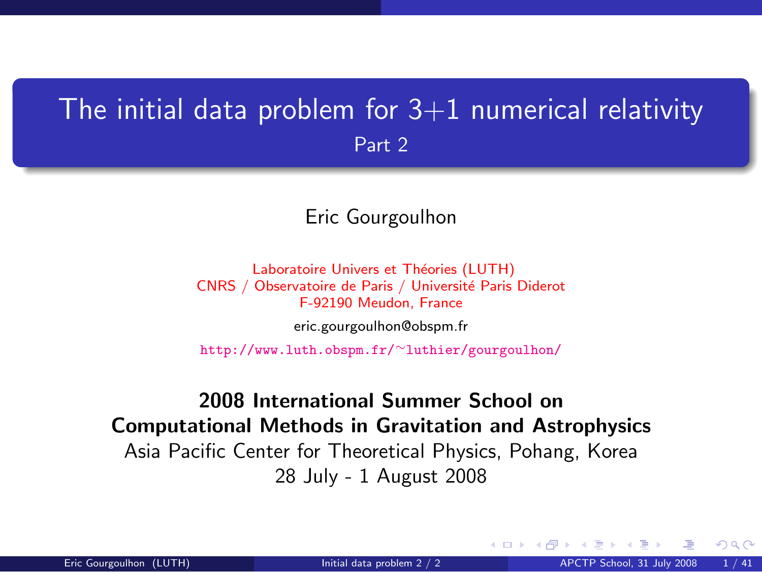# The initial data problem for 3+1 numerical relativity

## Part 2

Eric Gourgoulhon

Laboratoire Univers et Théories (LUTH)
CNRS / Observatoire de Paris / Université Paris Diderot
F-92190 Meudon, France

eric.gourgoulhon@obspm.fr

http://www.luth.obspm.fr/~luthier/gourgoulhon/

**2008 International Summer School on**
**Computational Methods in Gravitation and Astrophysics**

Asia Pacific Center for Theoretical Physics, Pohang, Korea
28 July - 1 August 2008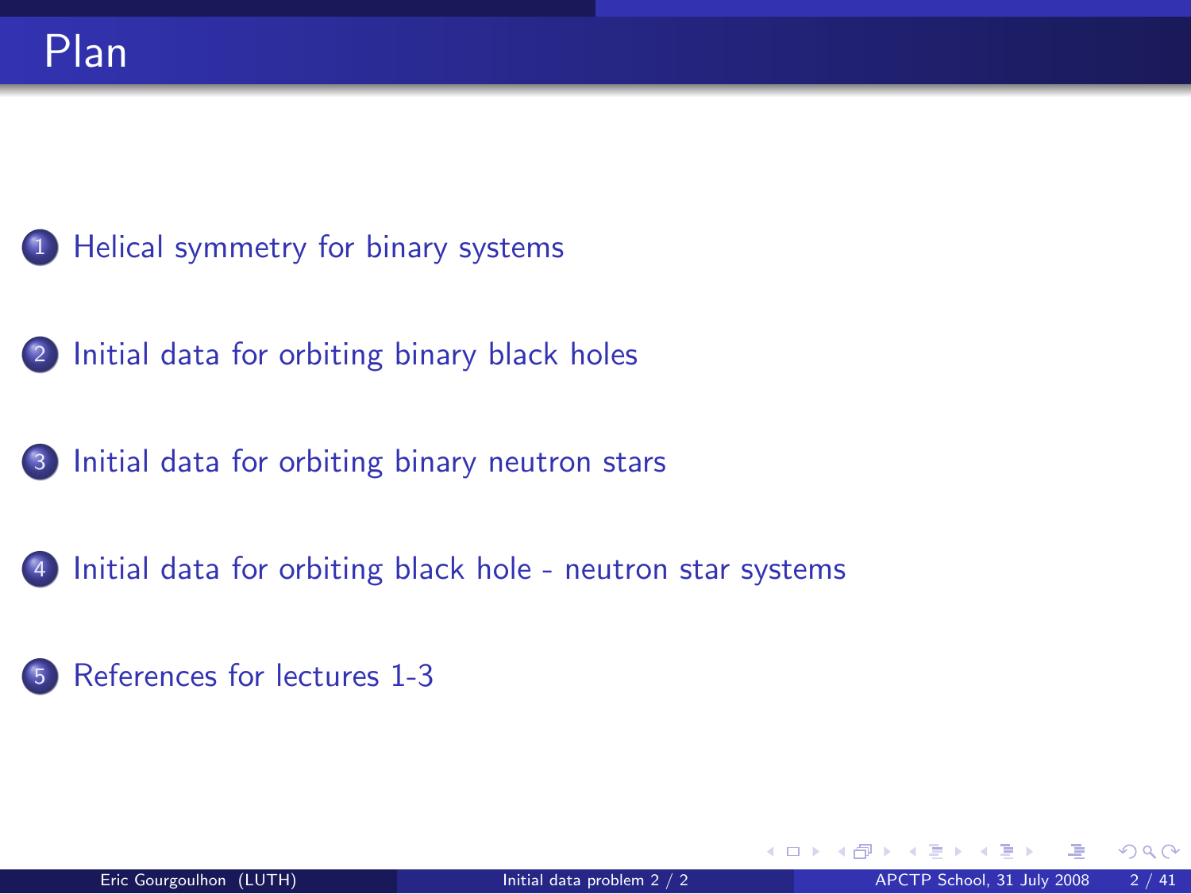# Plan

1. Helical symmetry for binary systems
2. Initial data for orbiting binary black holes
3. Initial data for orbiting binary neutron stars
4. Initial data for orbiting black hole - neutron star systems
5. References for lectures 1-3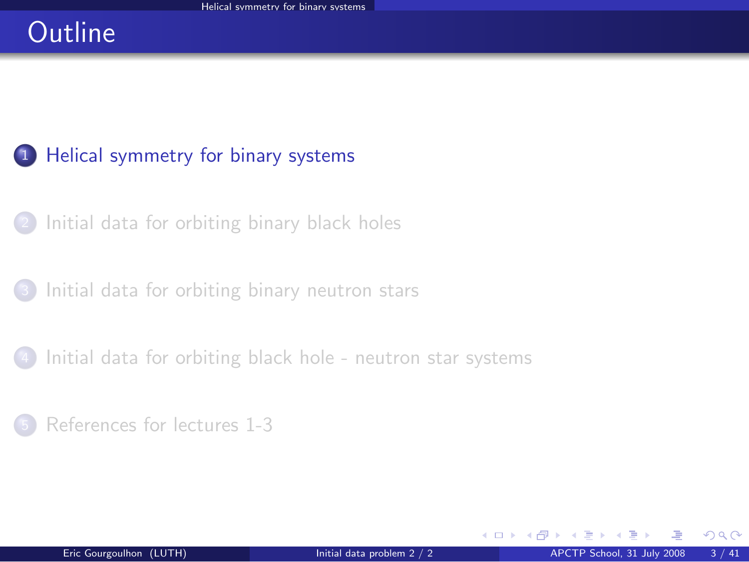# Outline

1. Helical symmetry for binary systems
2. Initial data for orbiting binary black holes
3. Initial data for orbiting binary neutron stars
4. Initial data for orbiting black hole - neutron star systems
5. References for lectures 1-3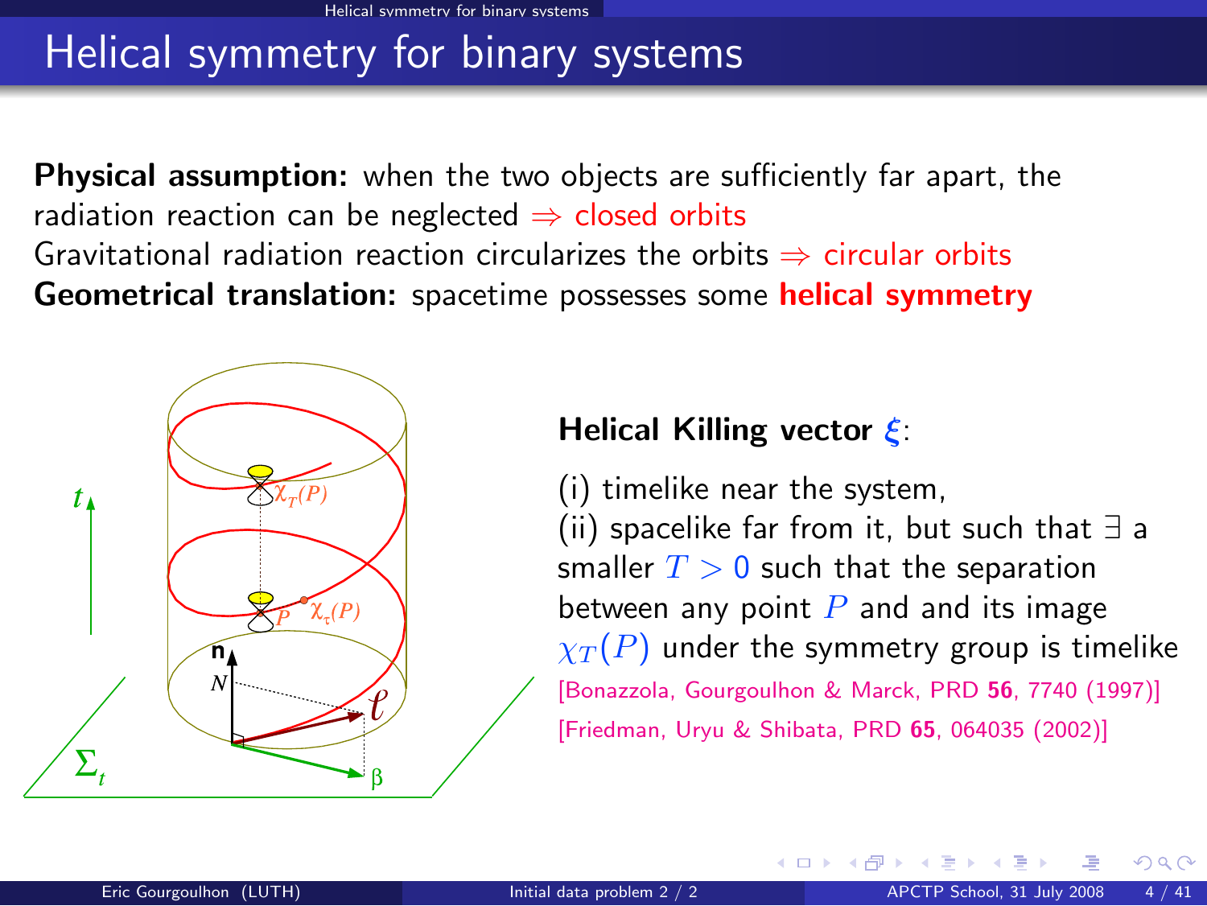# Helical symmetry for binary systems

**Physical assumption:** when the two objects are sufficiently far apart, the radiation reaction can be neglected $\Rightarrow$ closed orbits

Gravitational radiation reaction circularizes the orbits $\Rightarrow$ circular orbits

**Geometrical translation:** spacetime possesses some **helical symmetry**

**Helical Killing vector** $\boldsymbol{\xi}$:

(i) timelike near the system,
(ii) spacelike far from it, but such that $\exists$ a smaller $T > 0$ such that the separation between any point $P$ and and its image $\chi_T(P)$ under the symmetry group is timelike

[Bonazzola, Gourgoulhon & Marck, PRD **56**, 7740 (1997)]
[Friedman, Uryu & Shibata, PRD **65**, 064035 (2002)]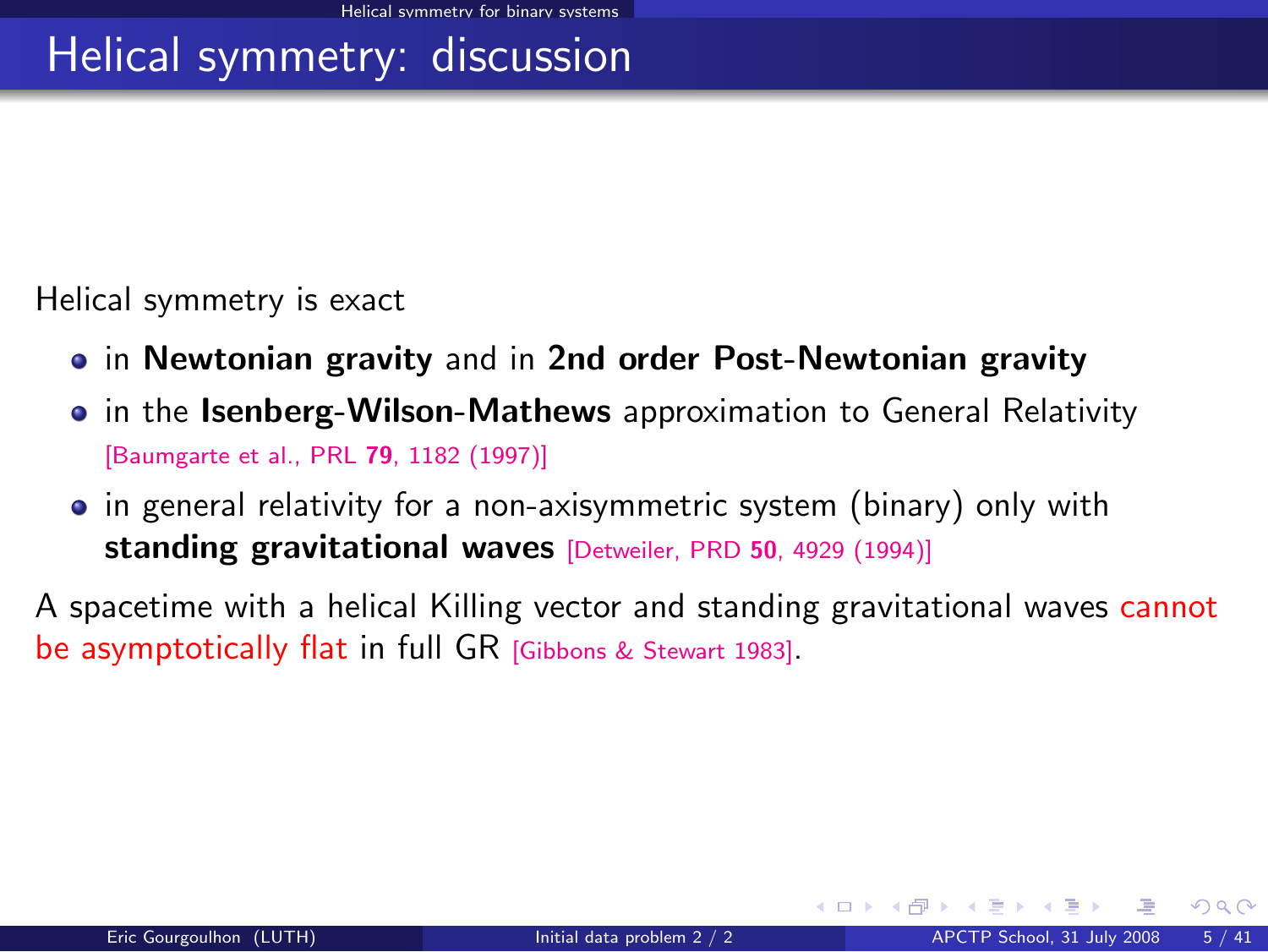# Helical symmetry: discussion

Helical symmetry is exact

- in **Newtonian gravity** and in **2nd order Post-Newtonian gravity**
- in the **Isenberg-Wilson-Mathews** approximation to General Relativity [Baumgarte et al., PRL **79**, 1182 (1997)]
- in general relativity for a non-axisymmetric system (binary) only with **standing gravitational waves** [Detweiler, PRD **50**, 4929 (1994)]

A spacetime with a helical Killing vector and standing gravitational waves cannot be asymptotically flat in full GR [Gibbons & Stewart 1983].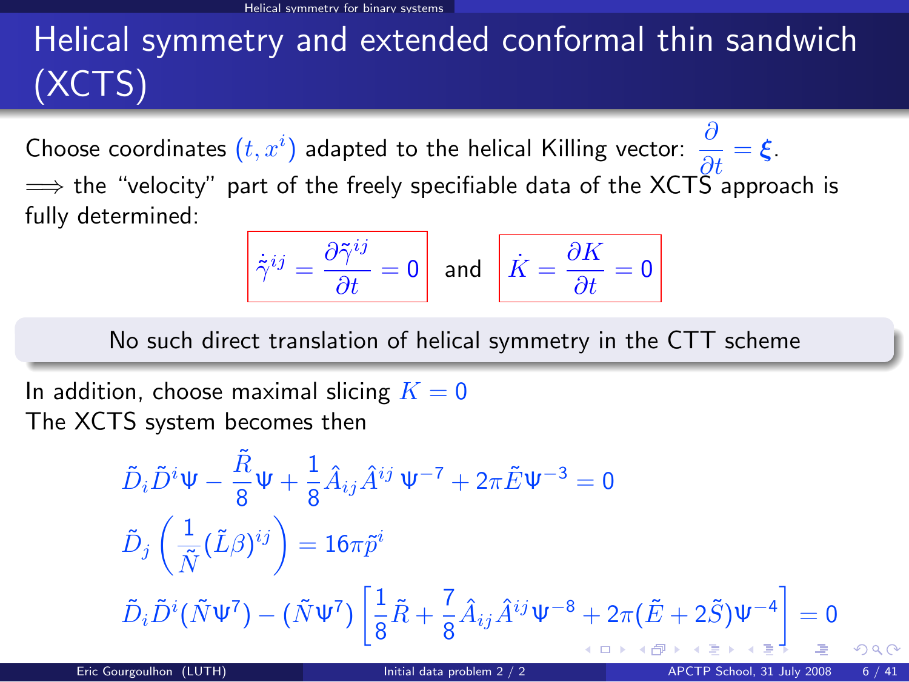# Helical symmetry and extended conformal thin sandwich (XCTS)

Choose coordinates $(t, x^i)$ adapted to the helical Killing vector: $\dfrac{\partial}{\partial t} = \boldsymbol{\xi}$.

$\Longrightarrow$ the "velocity" part of the freely specifiable data of the XCTS approach is fully determined:

$$\boxed{\dot{\tilde{\gamma}}^{ij} = \frac{\partial \tilde{\gamma}^{ij}}{\partial t} = 0} \quad \text{and} \quad \boxed{\dot{K} = \frac{\partial K}{\partial t} = 0}$$

> No such direct translation of helical symmetry in the CTT scheme

In addition, choose maximal slicing $K = 0$

The XCTS system becomes then

$$\tilde{D}_i \tilde{D}^i \Psi - \frac{\tilde{R}}{8}\Psi + \frac{1}{8}\hat{A}_{ij}\hat{A}^{ij}\,\Psi^{-7} + 2\pi\tilde{E}\Psi^{-3} = 0$$

$$\tilde{D}_j\left(\frac{1}{\tilde{N}}(\tilde{L}\beta)^{ij}\right) = 16\pi\tilde{p}^i$$

$$\tilde{D}_i\tilde{D}^i(\tilde{N}\Psi^7) - (\tilde{N}\Psi^7)\left[\frac{1}{8}\tilde{R} + \frac{7}{8}\hat{A}_{ij}\hat{A}^{ij}\Psi^{-8} + 2\pi(\tilde{E} + 2\tilde{S})\Psi^{-4}\right] = 0$$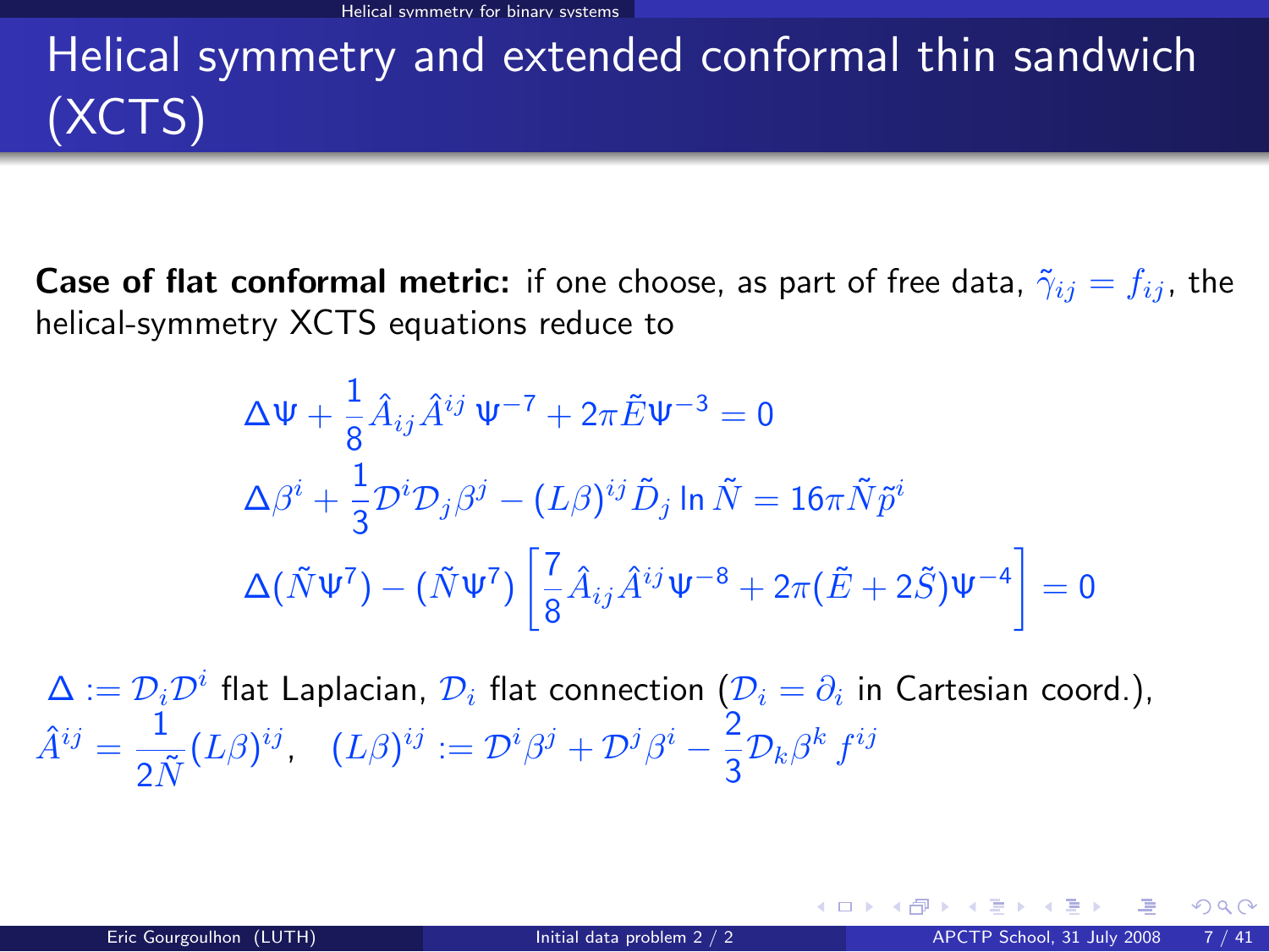# Helical symmetry and extended conformal thin sandwich (XCTS)

**Case of flat conformal metric:** if one choose, as part of free data, $\tilde{\gamma}_{ij} = f_{ij}$, the helical-symmetry XCTS equations reduce to

$$\Delta \Psi + \frac{1}{8} \hat{A}_{ij} \hat{A}^{ij} \, \Psi^{-7} + 2\pi \tilde{E} \Psi^{-3} = 0$$

$$\Delta \beta^i + \frac{1}{3} \mathcal{D}^i \mathcal{D}_j \beta^j - (L\beta)^{ij} \tilde{D}_j \ln \tilde{N} = 16\pi \tilde{N} \tilde{p}^i$$

$$\Delta (\tilde{N} \Psi^7) - (\tilde{N} \Psi^7) \left[ \frac{7}{8} \hat{A}_{ij} \hat{A}^{ij} \Psi^{-8} + 2\pi (\tilde{E} + 2\tilde{S}) \Psi^{-4} \right] = 0$$

$\Delta := \mathcal{D}_i \mathcal{D}^i$ flat Laplacian, $\mathcal{D}_i$ flat connection ($\mathcal{D}_i = \partial_i$ in Cartesian coord.),
$\hat{A}^{ij} = \frac{1}{2\tilde{N}} (L\beta)^{ij}$, $\quad (L\beta)^{ij} := \mathcal{D}^i \beta^j + \mathcal{D}^j \beta^i - \frac{2}{3} \mathcal{D}_k \beta^k \, f^{ij}$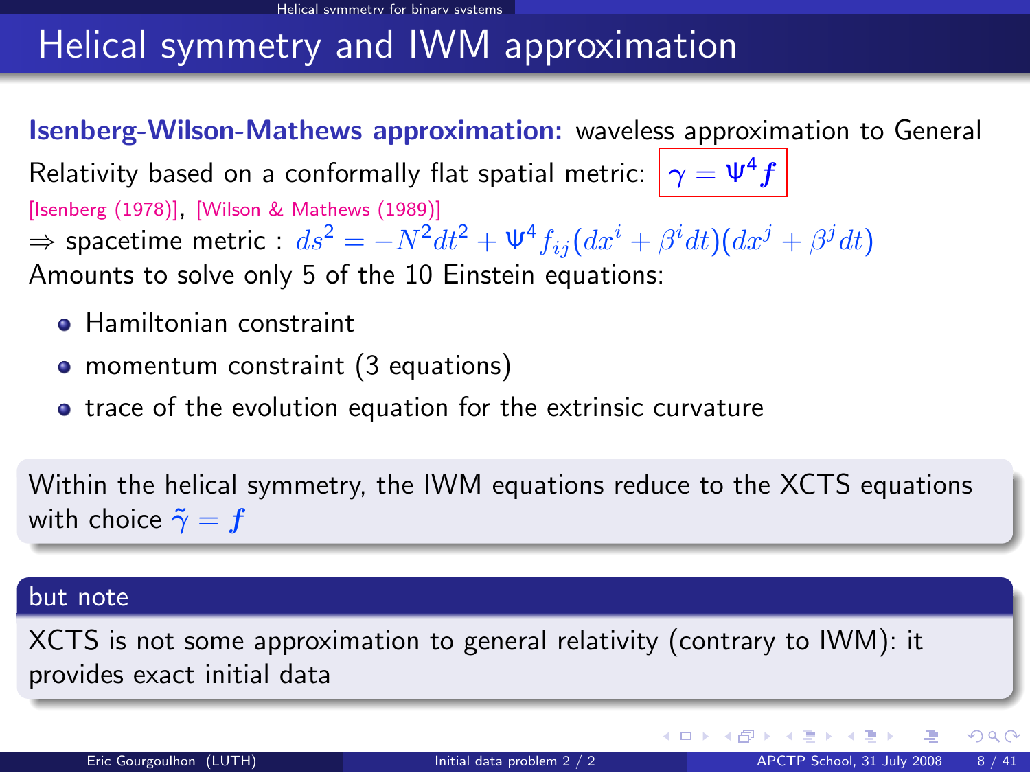# Helical symmetry and IWM approximation

**Isenberg-Wilson-Mathews approximation:** waveless approximation to General Relativity based on a conformally flat spatial metric: $\boldsymbol{\gamma} = \Psi^4 \boldsymbol{f}$

[Isenberg (1978)], [Wilson & Mathews (1989)]

$\Rightarrow$ spacetime metric : $ds^2 = -N^2 dt^2 + \Psi^4 f_{ij}(dx^i + \beta^i dt)(dx^j + \beta^j dt)$

Amounts to solve only 5 of the 10 Einstein equations:

- Hamiltonian constraint
- momentum constraint (3 equations)
- trace of the evolution equation for the extrinsic curvature

Within the helical symmetry, the IWM equations reduce to the XCTS equations with choice $\tilde{\boldsymbol{\gamma}} = \boldsymbol{f}$

**but note**

XCTS is not some approximation to general relativity (contrary to IWM): it provides exact initial data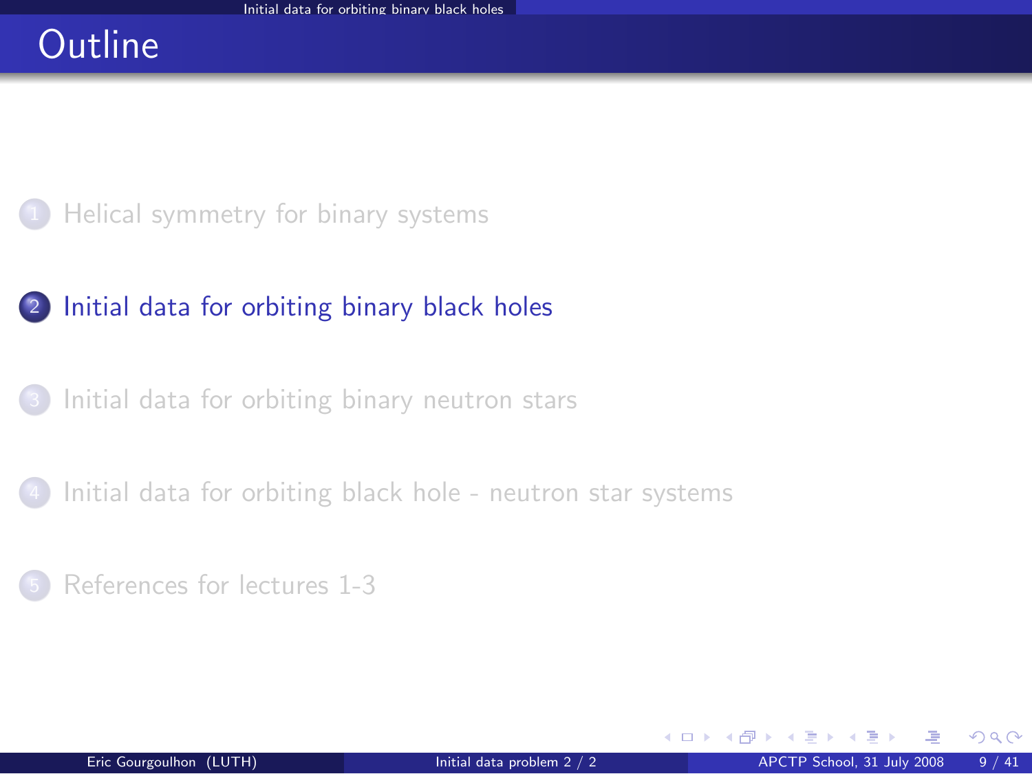# Outline

1. Helical symmetry for binary systems
2. **Initial data for orbiting binary black holes**
3. Initial data for orbiting binary neutron stars
4. Initial data for orbiting black hole - neutron star systems
5. References for lectures 1-3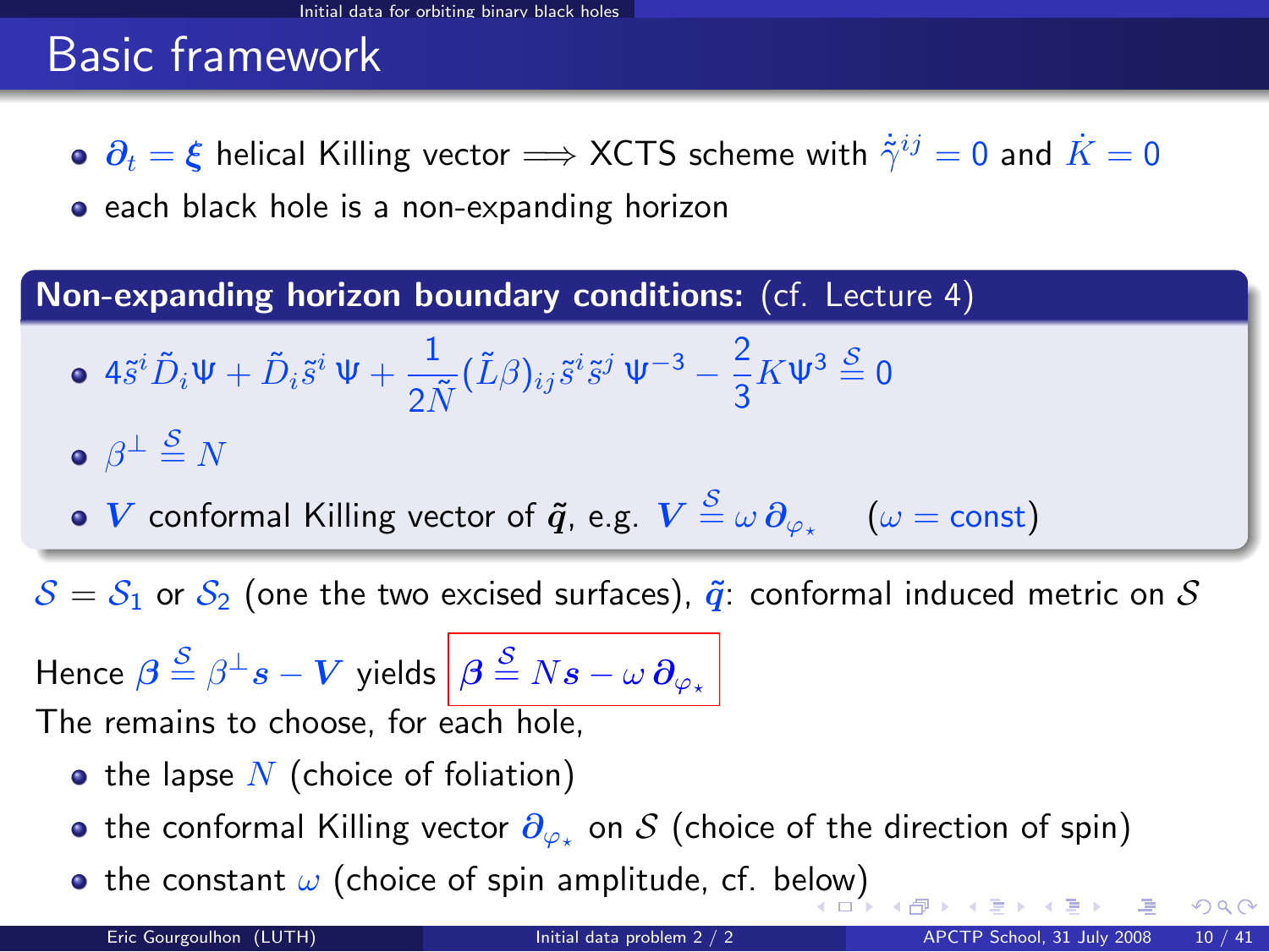# Basic framework

- $\boldsymbol{\partial}_t = \boldsymbol{\xi}$ helical Killing vector $\Longrightarrow$ XCTS scheme with $\dot{\tilde{\gamma}}^{ij} = 0$ and $\dot{K} = 0$
- each black hole is a non-expanding horizon

**Non-expanding horizon boundary conditions:** (cf. Lecture 4)

- $4\tilde{s}^i \tilde{D}_i \Psi + \tilde{D}_i \tilde{s}^i \, \Psi + \dfrac{1}{2\tilde{N}} (\tilde{L}\beta)_{ij} \tilde{s}^i \tilde{s}^j \, \Psi^{-3} - \dfrac{2}{3} K \Psi^3 \stackrel{\mathcal{S}}{=} 0$
- $\beta^\perp \stackrel{\mathcal{S}}{=} N$
- $\boldsymbol{V}$ conformal Killing vector of $\tilde{\boldsymbol{q}}$, e.g. $\boldsymbol{V} \stackrel{\mathcal{S}}{=} \omega \, \boldsymbol{\partial}_{\varphi_\star}$ $\quad (\omega = \mathrm{const})$

$\mathcal{S} = \mathcal{S}_1$ or $\mathcal{S}_2$ (one the two excised surfaces), $\tilde{\boldsymbol{q}}$: conformal induced metric on $\mathcal{S}$

Hence $\boldsymbol{\beta} \stackrel{\mathcal{S}}{=} \beta^\perp \boldsymbol{s} - \boldsymbol{V}$ yields $\boxed{\boldsymbol{\beta} \stackrel{\mathcal{S}}{=} N\boldsymbol{s} - \omega \, \boldsymbol{\partial}_{\varphi_\star}}$

The remains to choose, for each hole,

- the lapse $N$ (choice of foliation)
- the conformal Killing vector $\boldsymbol{\partial}_{\varphi_\star}$ on $\mathcal{S}$ (choice of the direction of spin)
- the constant $\omega$ (choice of spin amplitude, cf. below)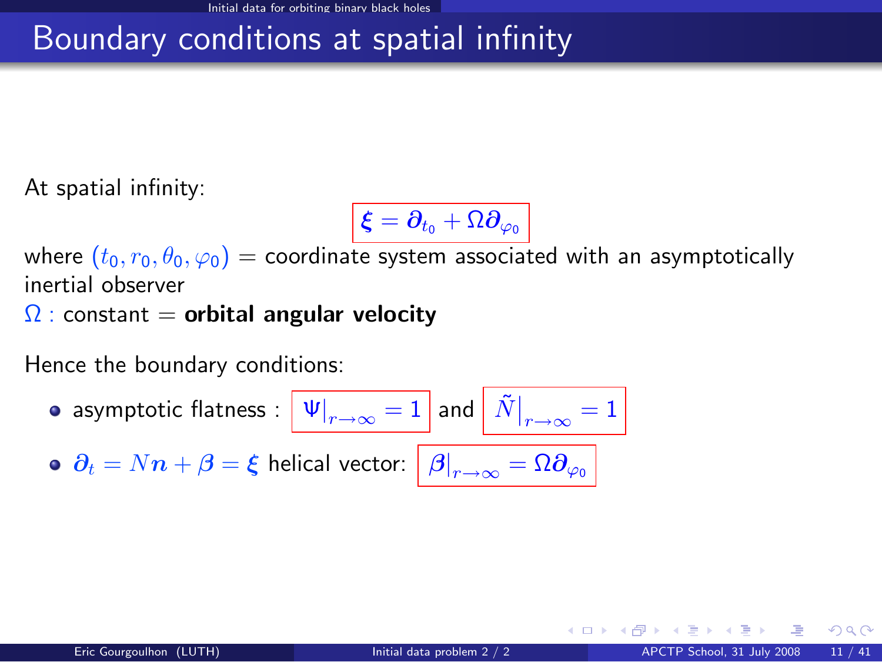# Boundary conditions at spatial infinity

At spatial infinity:

$$\boldsymbol{\xi} = \boldsymbol{\partial}_{t_0} + \Omega \boldsymbol{\partial}_{\varphi_0}$$

where $(t_0, r_0, \theta_0, \varphi_0)$ = coordinate system associated with an asymptotically inertial observer

$\Omega$ : constant = **orbital angular velocity**

Hence the boundary conditions:

- asymptotic flatness : $\left.\Psi\right|_{r\to\infty} = 1$ and $\left.\tilde{N}\right|_{r\to\infty} = 1$
- $\boldsymbol{\partial}_t = N\boldsymbol{n} + \boldsymbol{\beta} = \boldsymbol{\xi}$ helical vector: $\left.\boldsymbol{\beta}\right|_{r\to\infty} = \Omega \boldsymbol{\partial}_{\varphi_0}$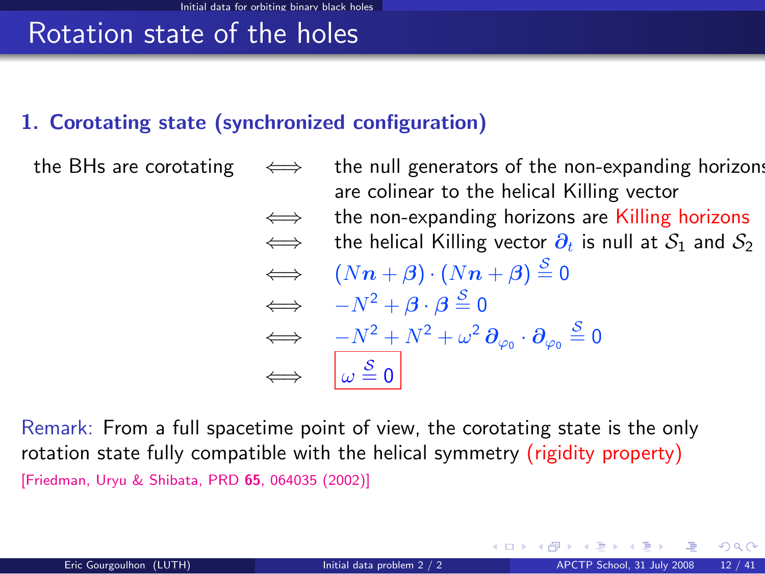# Rotation state of the holes

### 1. Corotating state (synchronized configuration)

the BHs are corotating $\iff$ the null generators of the non-expanding horizons are colinear to the helical Killing vector

$\iff$ the non-expanding horizons are Killing horizons

$\iff$ the helical Killing vector $\boldsymbol{\partial}_t$ is null at $\mathcal{S}_1$ and $\mathcal{S}_2$

$$\iff \quad (N\boldsymbol{n} + \boldsymbol{\beta}) \cdot (N\boldsymbol{n} + \boldsymbol{\beta}) \stackrel{\mathcal{S}}{=} 0$$

$$\iff \quad -N^2 + \boldsymbol{\beta} \cdot \boldsymbol{\beta} \stackrel{\mathcal{S}}{=} 0$$

$$\iff \quad -N^2 + N^2 + \omega^2 \, \boldsymbol{\partial}_{\varphi_0} \cdot \boldsymbol{\partial}_{\varphi_0} \stackrel{\mathcal{S}}{=} 0$$

$$\iff \quad \boxed{\omega \stackrel{\mathcal{S}}{=} 0}$$

Remark: From a full spacetime point of view, the corotating state is the only rotation state fully compatible with the helical symmetry (rigidity property)
[Friedman, Uryu & Shibata, PRD **65**, 064035 (2002)]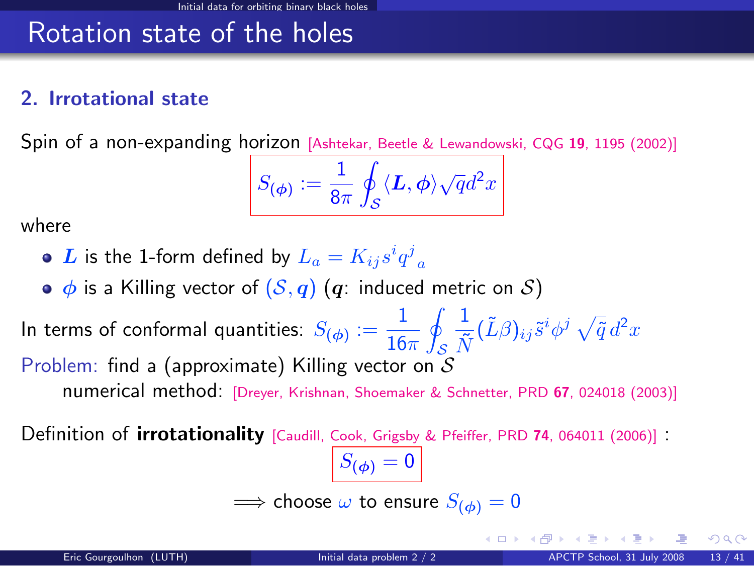# Rotation state of the holes

## 2. Irrotational state

Spin of a non-expanding horizon [Ashtekar, Beetle & Lewandowski, CQG **19**, 1195 (2002)]

$$S_{(\phi)} := \frac{1}{8\pi} \oint_{\mathcal{S}} \langle \boldsymbol{L}, \boldsymbol{\phi} \rangle \sqrt{q} d^2x$$

where

- $\boldsymbol{L}$ is the 1-form defined by $L_a = K_{ij} s^i q^j{}_a$
- $\boldsymbol{\phi}$ is a Killing vector of $(\mathcal{S}, \boldsymbol{q})$ ($\boldsymbol{q}$: induced metric on $\mathcal{S}$)

In terms of conformal quantities: $S_{(\phi)} := \frac{1}{16\pi} \oint_{\mathcal{S}} \frac{1}{\tilde{N}} (\tilde{L}\beta)_{ij} \tilde{s}^i \phi^j \sqrt{\tilde{q}}\, d^2x$

Problem: find a (approximate) Killing vector on $\mathcal{S}$

numerical method: [Dreyer, Krishnan, Shoemaker & Schnetter, PRD **67**, 024018 (2003)]

Definition of **irrotationality** [Caudill, Cook, Grigsby & Pfeiffer, PRD **74**, 064011 (2006)] :

$$S_{(\phi)} = 0$$

$\Longrightarrow$ choose $\omega$ to ensure $S_{(\phi)} = 0$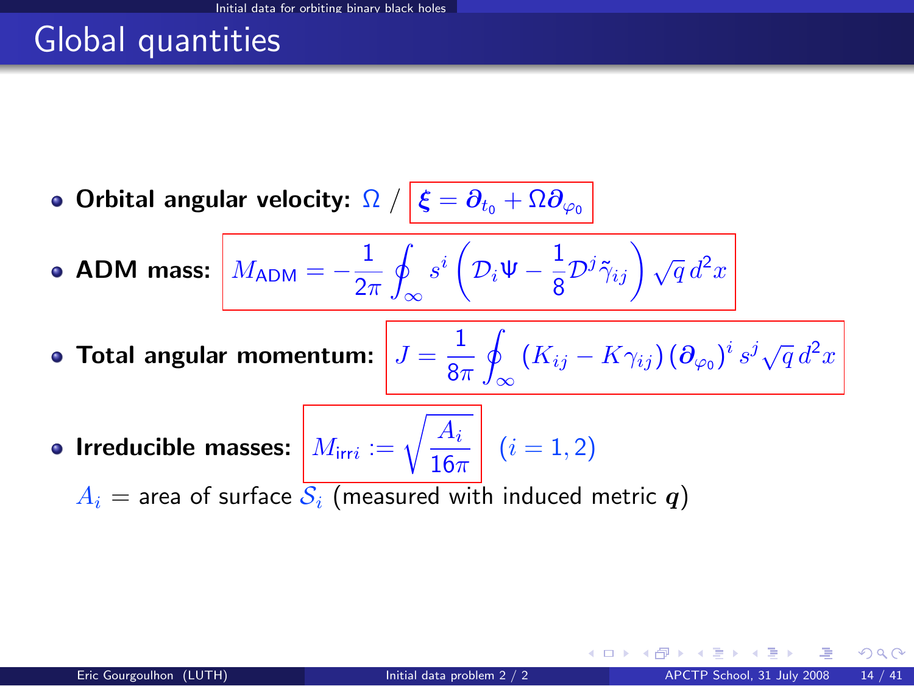# Global quantities

- **Orbital angular velocity:** $\Omega$ / $\boldsymbol{\xi} = \boldsymbol{\partial}_{t_0} + \Omega \boldsymbol{\partial}_{\varphi_0}$

- **ADM mass:**
$$M_{\mathrm{ADM}} = -\frac{1}{2\pi} \oint_{\infty} s^i \left( \mathcal{D}_i \Psi - \frac{1}{8} \mathcal{D}^j \tilde{\gamma}_{ij} \right) \sqrt{q}\, d^2x$$

- **Total angular momentum:**
$$J = \frac{1}{8\pi} \oint_{\infty} \left( K_{ij} - K \gamma_{ij} \right) (\boldsymbol{\partial}_{\varphi_0})^i \, s^j \sqrt{q}\, d^2x$$

- **Irreducible masses:** $M_{\mathrm{irr}\,i} := \sqrt{\dfrac{A_i}{16\pi}}$ $\quad (i = 1, 2)$

  $A_i$ = area of surface $\mathcal{S}_i$ (measured with induced metric $\boldsymbol{q}$)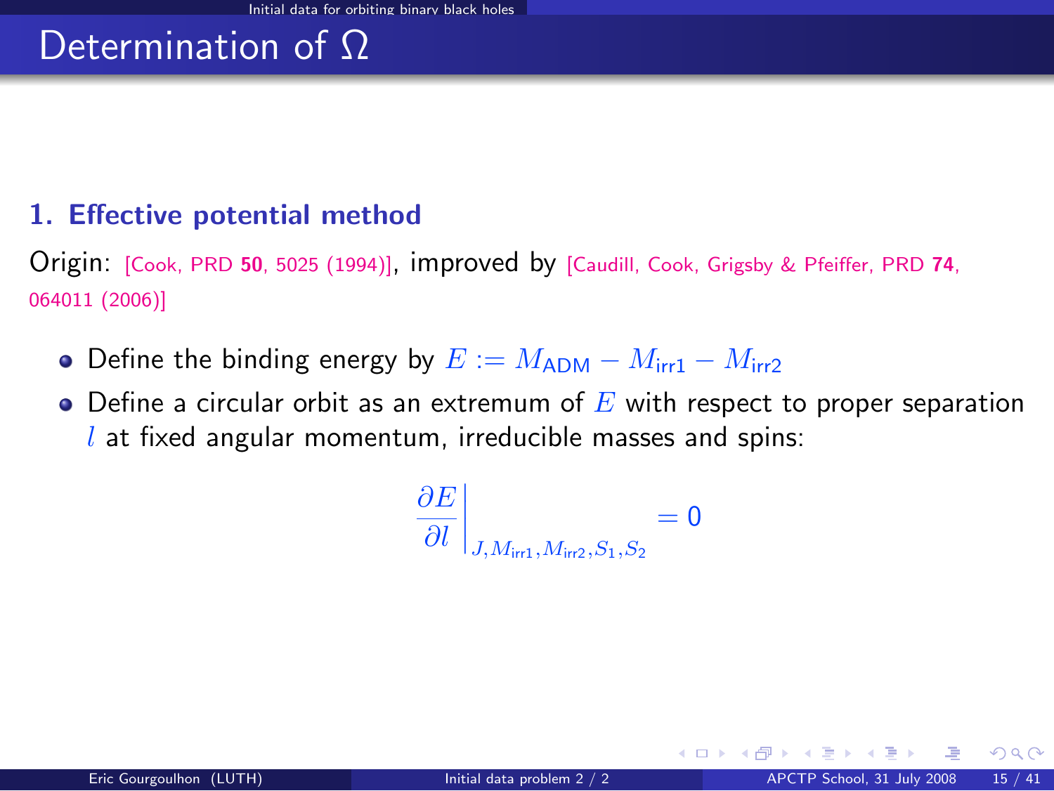# Determination of $\Omega$

### 1. Effective potential method

Origin: [Cook, PRD **50**, 5025 (1994)], improved by [Caudill, Cook, Grigsby & Pfeiffer, PRD **74**, 064011 (2006)]

- Define the binding energy by $E := M_{\rm ADM} - M_{\rm irr1} - M_{\rm irr2}$
- Define a circular orbit as an extremum of $E$ with respect to proper separation $l$ at fixed angular momentum, irreducible masses and spins:

$$\left. \frac{\partial E}{\partial l} \right|_{J, M_{\rm irr1}, M_{\rm irr2}, S_1, S_2} = 0$$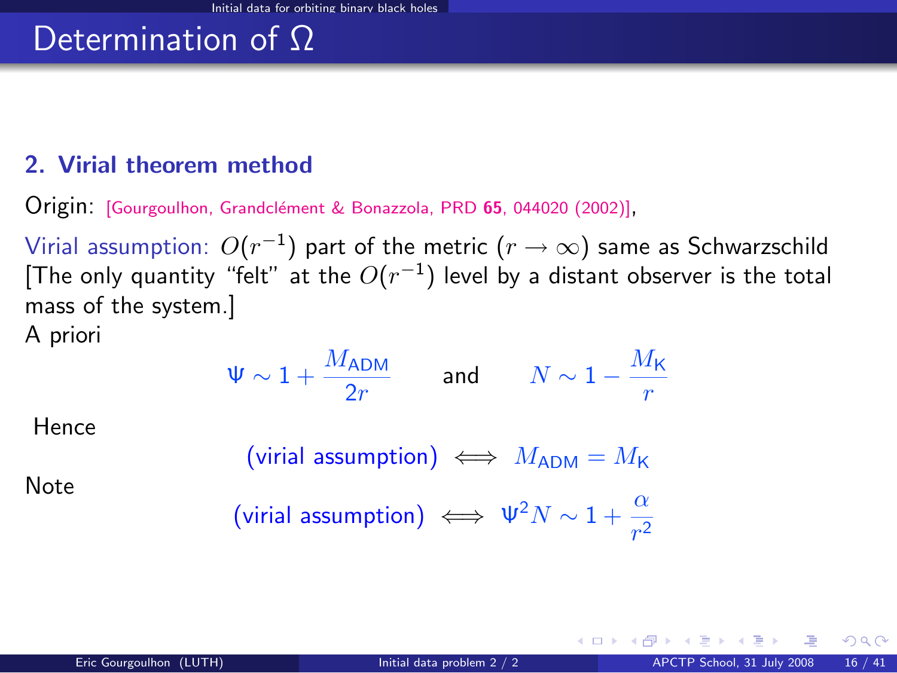# Determination of $\Omega$

### 2. Virial theorem method

Origin: [Gourgoulhon, Grandclément & Bonazzola, PRD **65**, 044020 (2002)],

Virial assumption: $O(r^{-1})$ part of the metric ($r \to \infty$) same as Schwarzschild [The only quantity "felt" at the $O(r^{-1})$ level by a distant observer is the total mass of the system.]

A priori

$$\Psi \sim 1 + \frac{M_{\mathrm{ADM}}}{2r} \qquad \text{and} \qquad N \sim 1 - \frac{M_{\mathrm{K}}}{r}$$

Hence

$$\text{(virial assumption)} \iff M_{\mathrm{ADM}} = M_{\mathrm{K}}$$

Note

$$\text{(virial assumption)} \iff \Psi^2 N \sim 1 + \frac{\alpha}{r^2}$$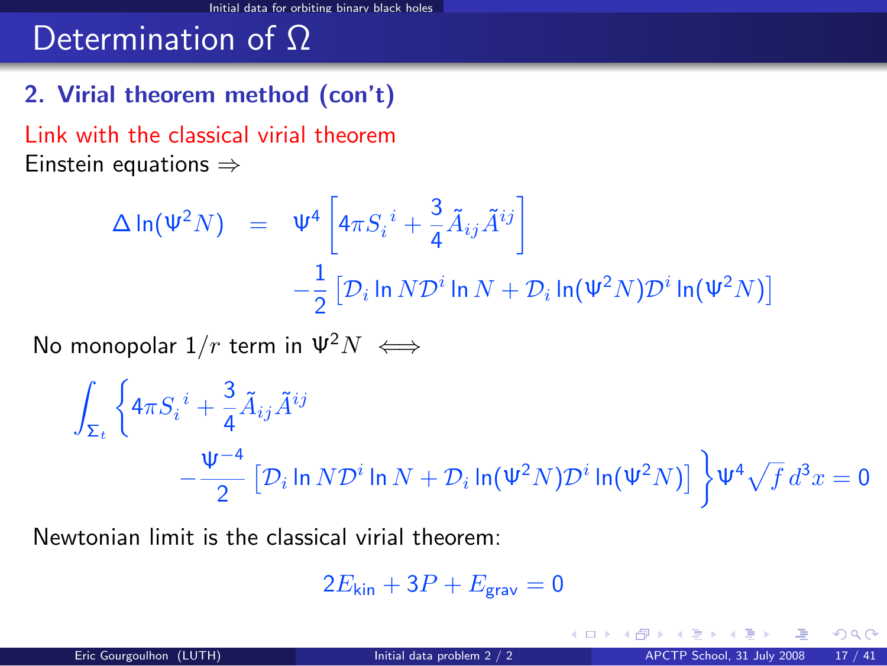# Determination of Ω

## 2. Virial theorem method (con't)

Link with the classical virial theorem

Einstein equations ⇒

$$
\begin{aligned}
\Delta \ln(\Psi^2 N) \;=\;& \Psi^4 \left[ 4\pi S_i^{\ i} + \frac{3}{4} \tilde{A}_{ij} \tilde{A}^{ij} \right] \\
& - \frac{1}{2} \left[ \mathcal{D}_i \ln N \mathcal{D}^i \ln N + \mathcal{D}_i \ln(\Psi^2 N) \mathcal{D}^i \ln(\Psi^2 N) \right]
\end{aligned}
$$

No monopolar $1/r$ term in $\Psi^2 N \iff$

$$
\int_{\Sigma_t} \left\{ 4\pi S_i^{\ i} + \frac{3}{4} \tilde{A}_{ij} \tilde{A}^{ij} - \frac{\Psi^{-4}}{2} \left[ \mathcal{D}_i \ln N \mathcal{D}^i \ln N + \mathcal{D}_i \ln(\Psi^2 N) \mathcal{D}^i \ln(\Psi^2 N) \right] \right\} \Psi^4 \sqrt{f} \, d^3x = 0
$$

Newtonian limit is the classical virial theorem:

$$
2E_{\rm kin} + 3P + E_{\rm grav} = 0
$$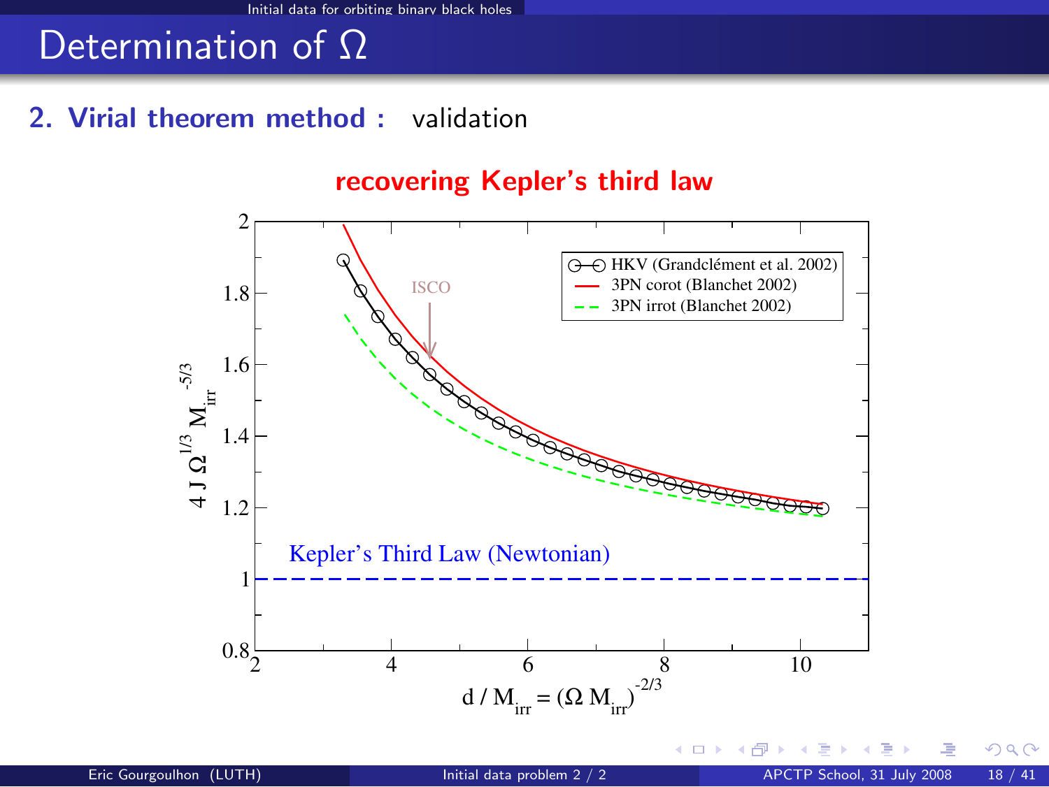# Determination of $\Omega$

**2. Virial theorem method :** validation

**recovering Kepler's third law**

- HKV (Grandclément et al. 2002)
- 3PN corot (Blanchet 2002)
- 3PN irrot (Blanchet 2002)

ISCO

Kepler's Third Law (Newtonian)

$4\,J\,\Omega^{1/3}\,M_{\rm irr}^{-5/3}$

$d / M_{\rm irr} = (\Omega\, M_{\rm irr})^{-2/3}$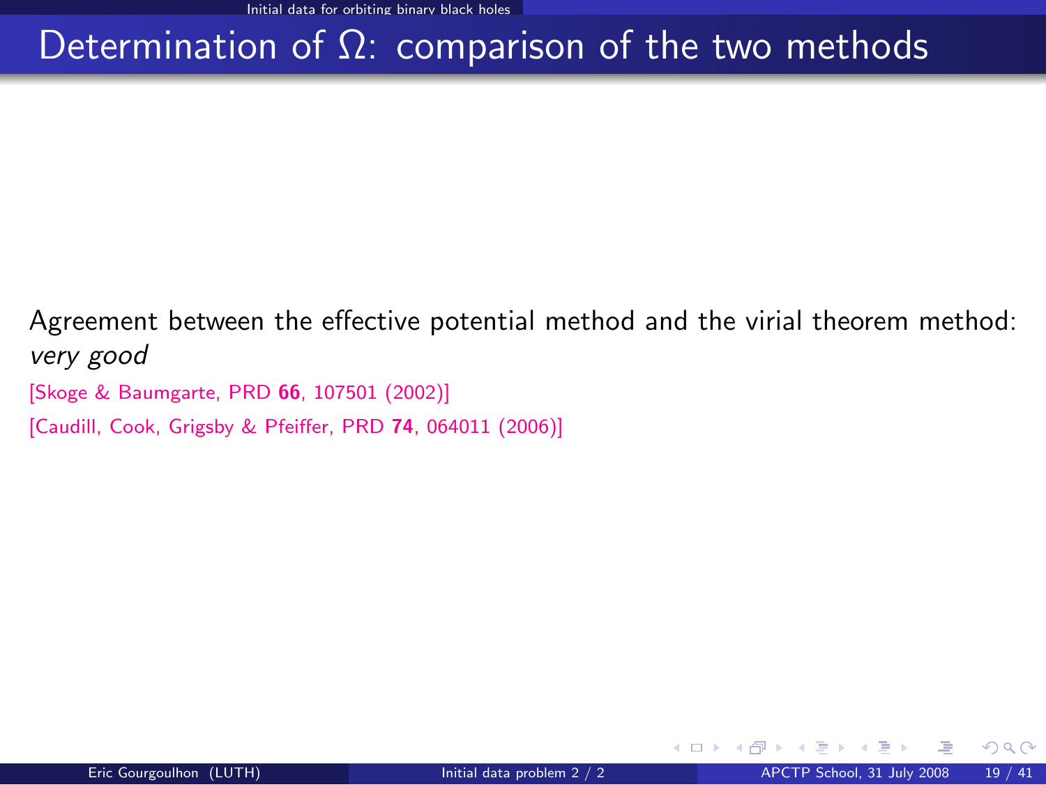# Determination of $\Omega$: comparison of the two methods

Agreement between the effective potential method and the virial theorem method: *very good*

[Skoge & Baumgarte, PRD **66**, 107501 (2002)]

[Caudill, Cook, Grigsby & Pfeiffer, PRD **74**, 064011 (2006)]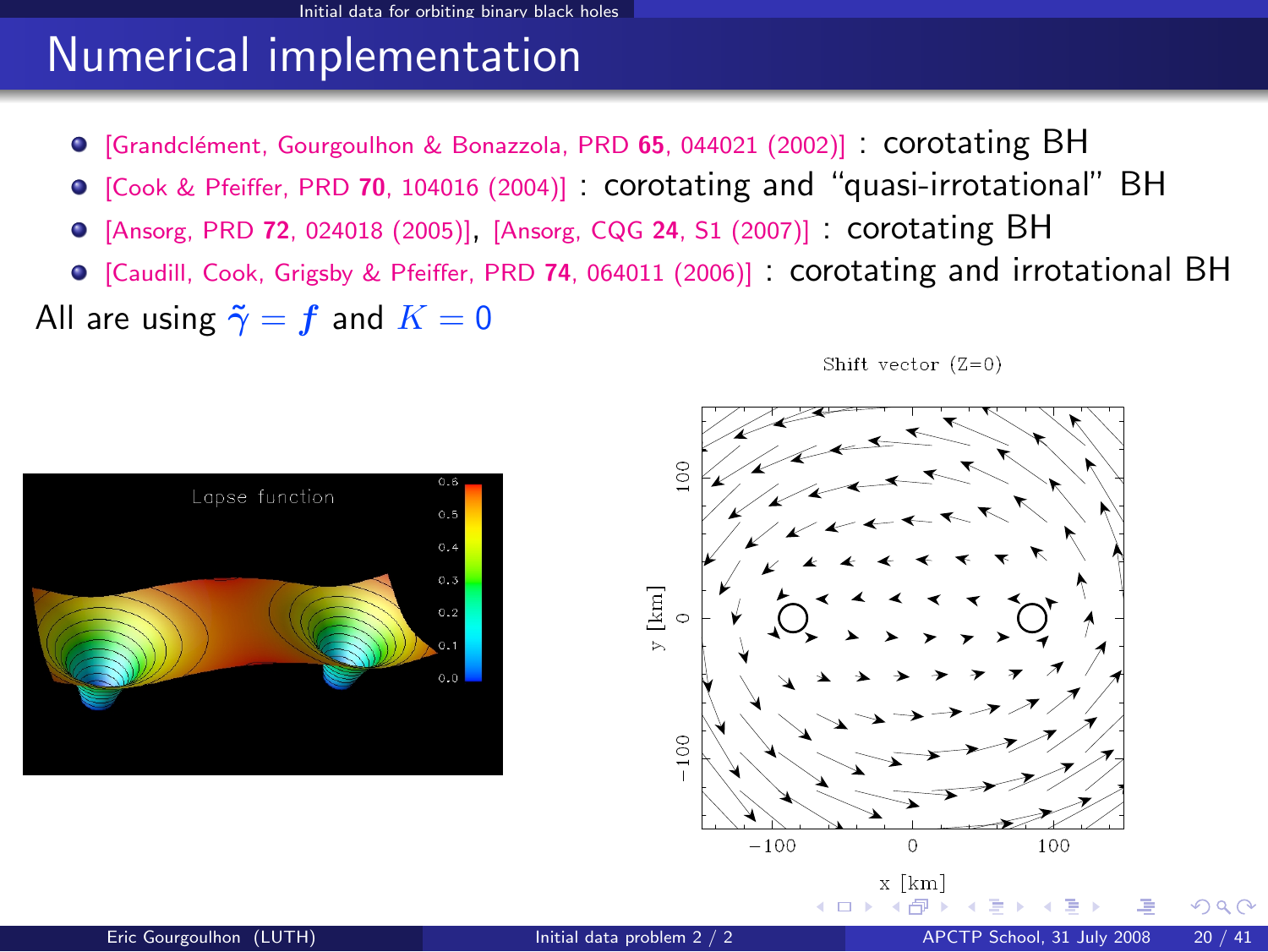# Numerical implementation

- [Grandclément, Gourgoulhon & Bonazzola, PRD **65**, 044021 (2002)] : corotating BH
- [Cook & Pfeiffer, PRD **70**, 104016 (2004)] : corotating and "quasi-irrotational" BH
- [Ansorg, PRD **72**, 024018 (2005)], [Ansorg, CQG **24**, S1 (2007)] : corotating BH
- [Caudill, Cook, Grigsby & Pfeiffer, PRD **74**, 064011 (2006)] : corotating and irrotational BH

All are using $\tilde{\gamma} = f$ and $K = 0$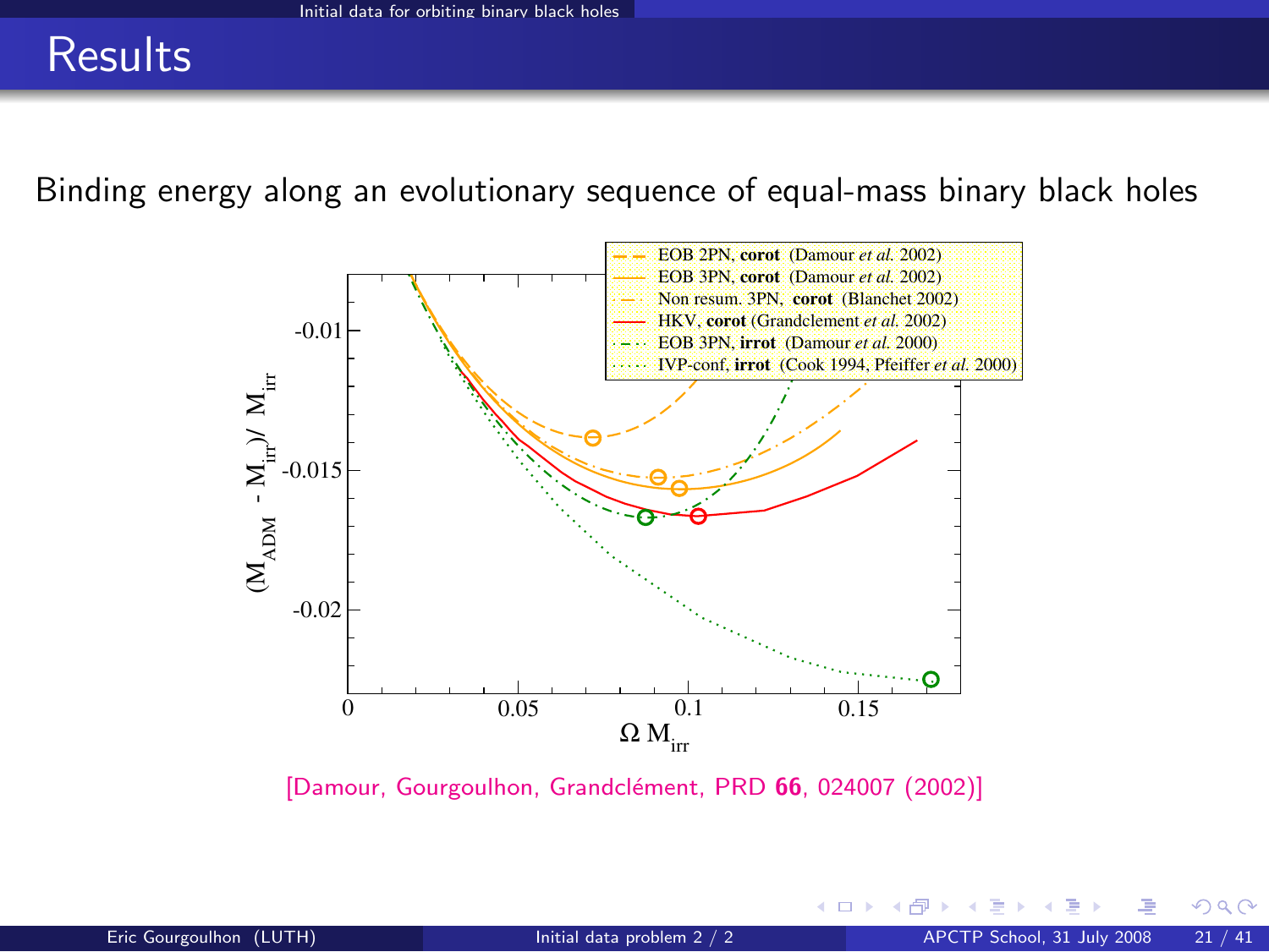# Results

Binding energy along an evolutionary sequence of equal-mass binary black holes

[Damour, Gourgoulhon, Grandclément, PRD **66**, 024007 (2002)]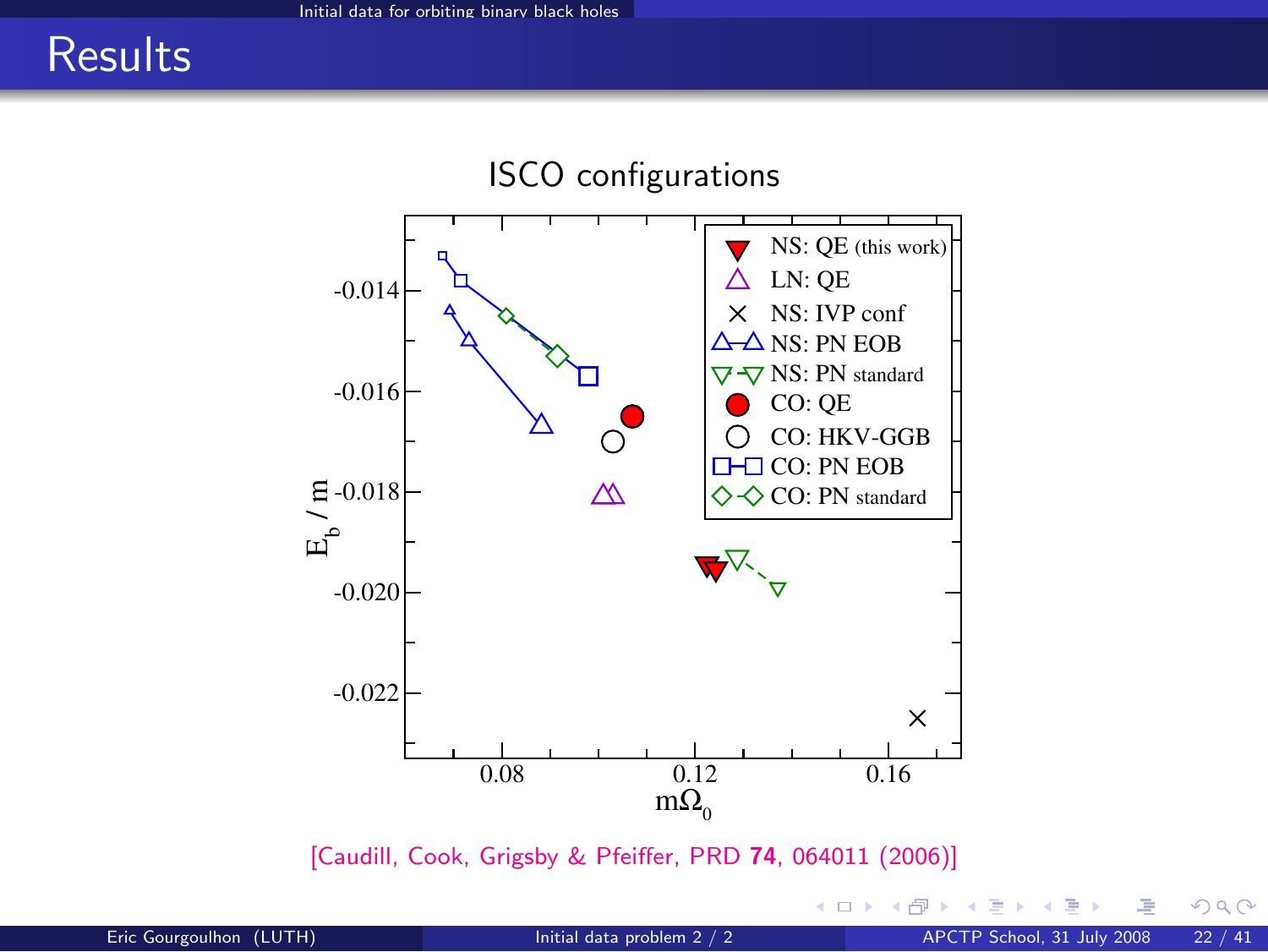# Results

ISCO configurations

[Caudill, Cook, Grigsby & Pfeiffer, PRD **74**, 064011 (2006)]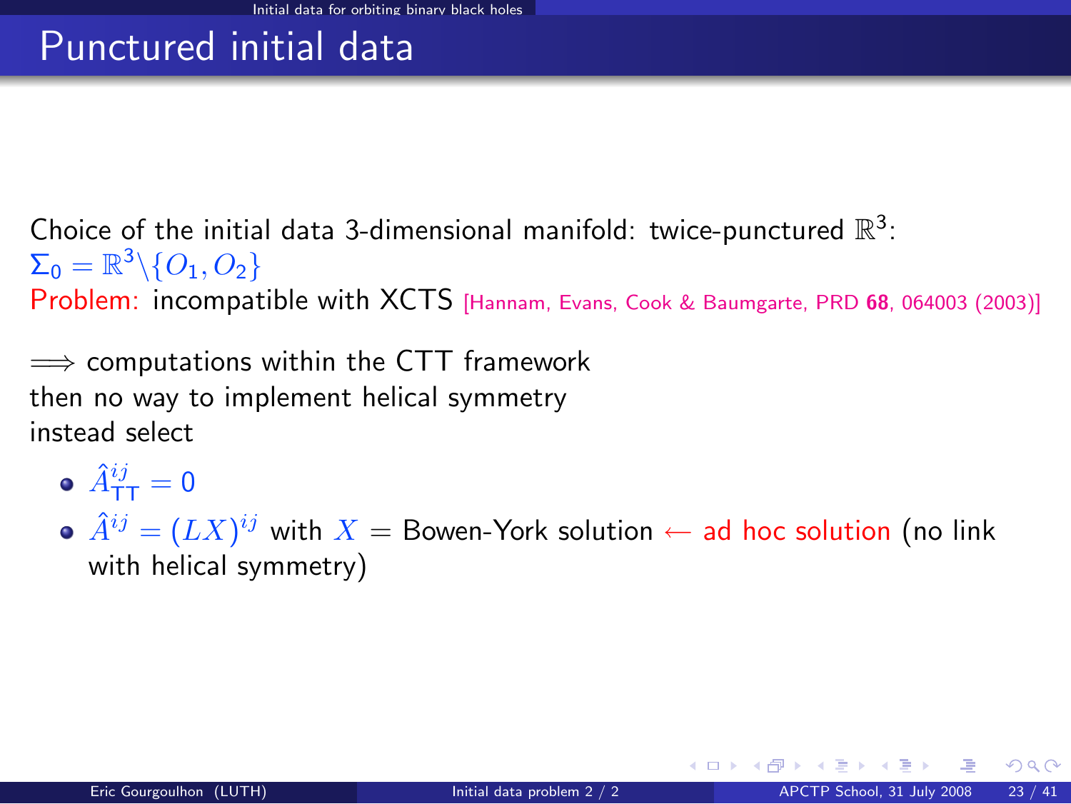# Punctured initial data

Choice of the initial data 3-dimensional manifold: twice-punctured $\mathbb{R}^3$: $\Sigma_0 = \mathbb{R}^3 \backslash \{O_1, O_2\}$

Problem: incompatible with XCTS [Hannam, Evans, Cook & Baumgarte, PRD **68**, 064003 (2003)]

$\Longrightarrow$ computations within the CTT framework
then no way to implement helical symmetry
instead select

- $\hat{A}^{ij}_{\mathrm{TT}} = 0$
- $\hat{A}^{ij} = (LX)^{ij}$ with $X$ = Bowen-York solution $\leftarrow$ ad hoc solution (no link with helical symmetry)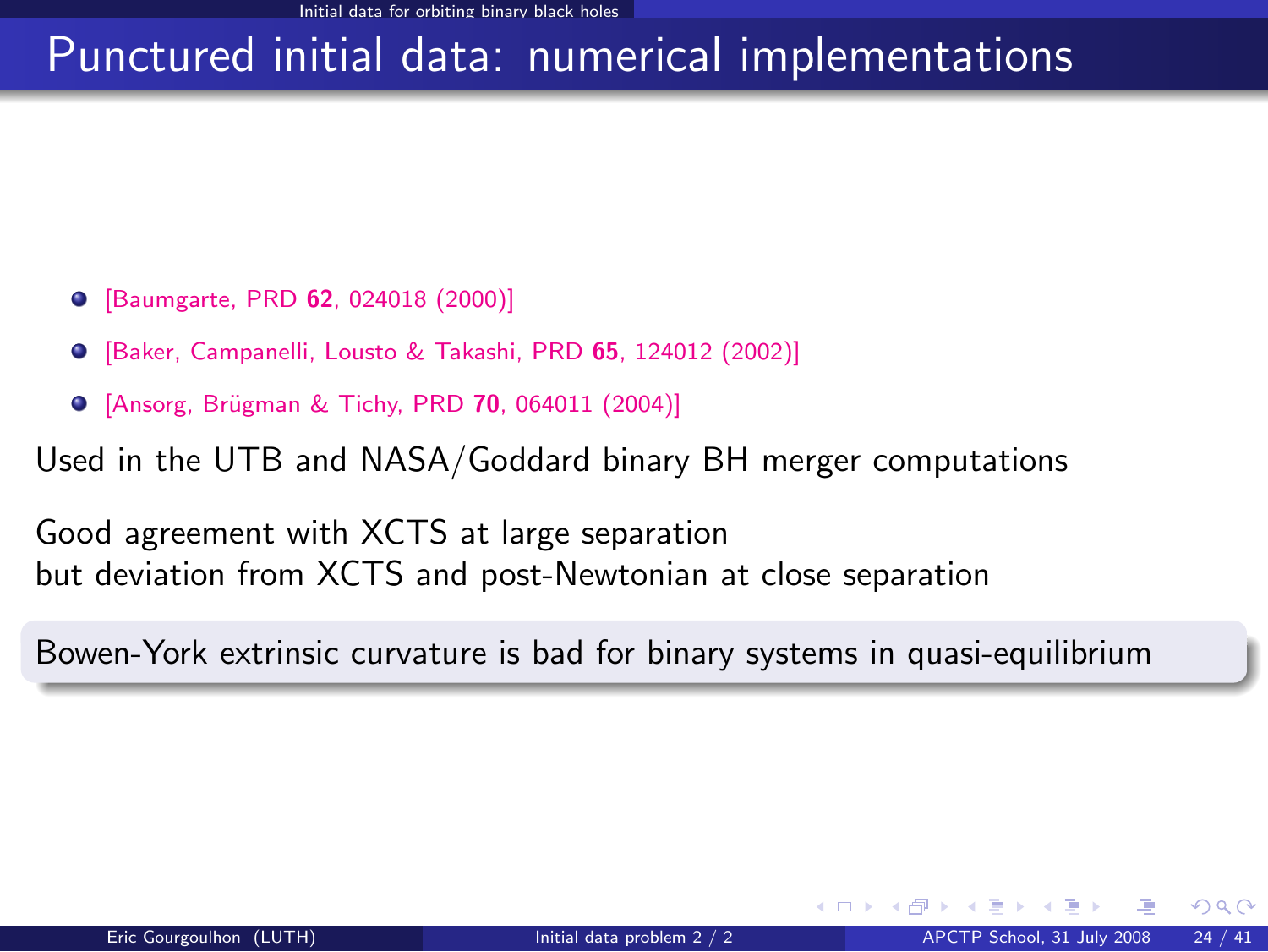# Punctured initial data: numerical implementations

- [Baumgarte, PRD **62**, 024018 (2000)]
- [Baker, Campanelli, Lousto & Takashi, PRD **65**, 124012 (2002)]
- [Ansorg, Brügman & Tichy, PRD **70**, 064011 (2004)]

Used in the UTB and NASA/Goddard binary BH merger computations

Good agreement with XCTS at large separation
but deviation from XCTS and post-Newtonian at close separation

Bowen-York extrinsic curvature is bad for binary systems in quasi-equilibrium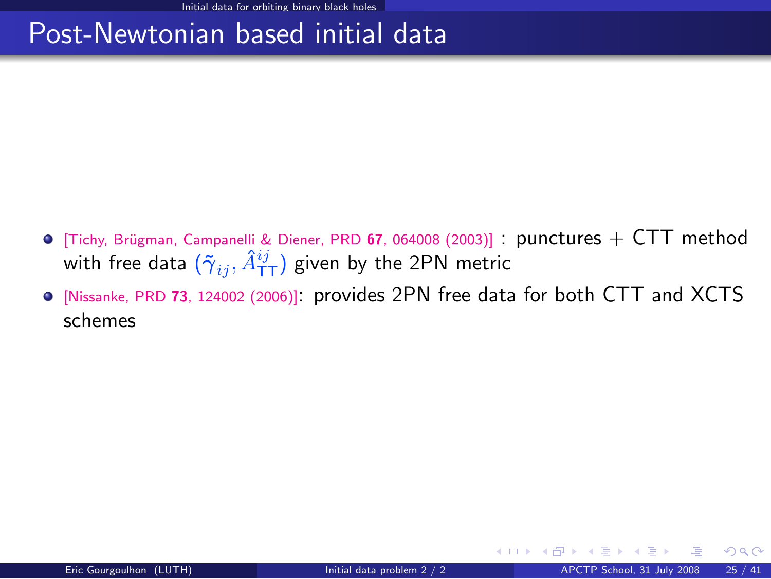# Post-Newtonian based initial data

- [Tichy, Brügman, Campanelli & Diener, PRD **67**, 064008 (2003)] : punctures + CTT method with free data $(\tilde{\gamma}_{ij}, \hat{A}^{ij}_{\mathrm{TT}})$ given by the 2PN metric
- [Nissanke, PRD **73**, 124002 (2006)]: provides 2PN free data for both CTT and XCTS schemes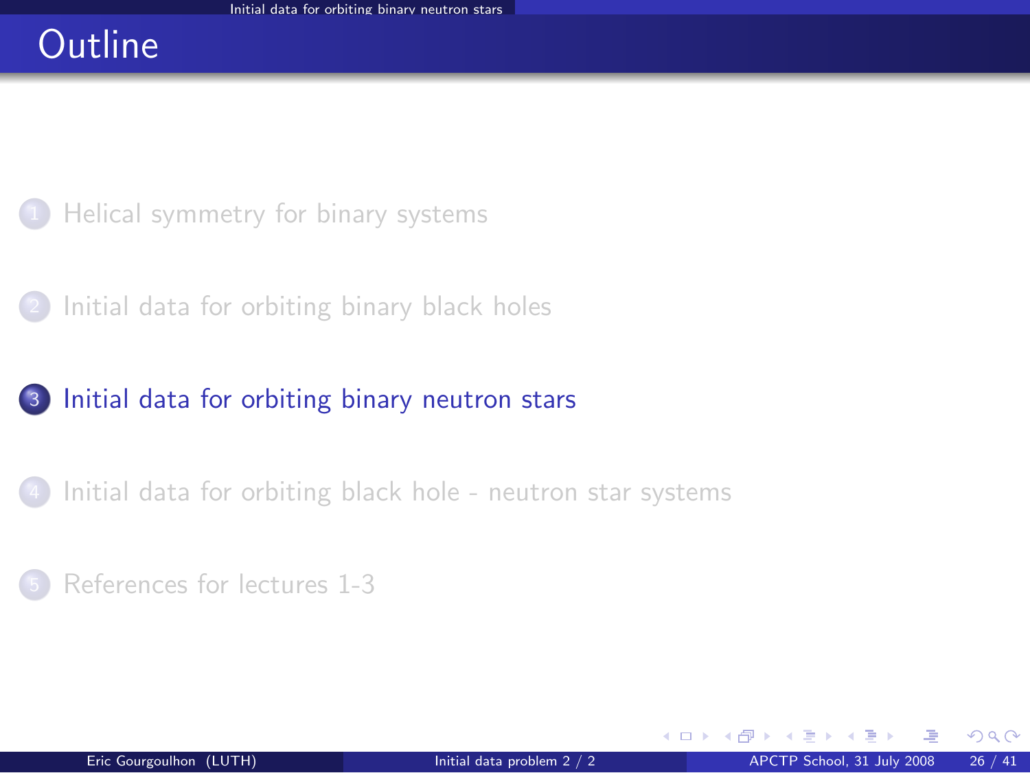# Outline

1. Helical symmetry for binary systems
2. Initial data for orbiting binary black holes
3. Initial data for orbiting binary neutron stars
4. Initial data for orbiting black hole - neutron star systems
5. References for lectures 1-3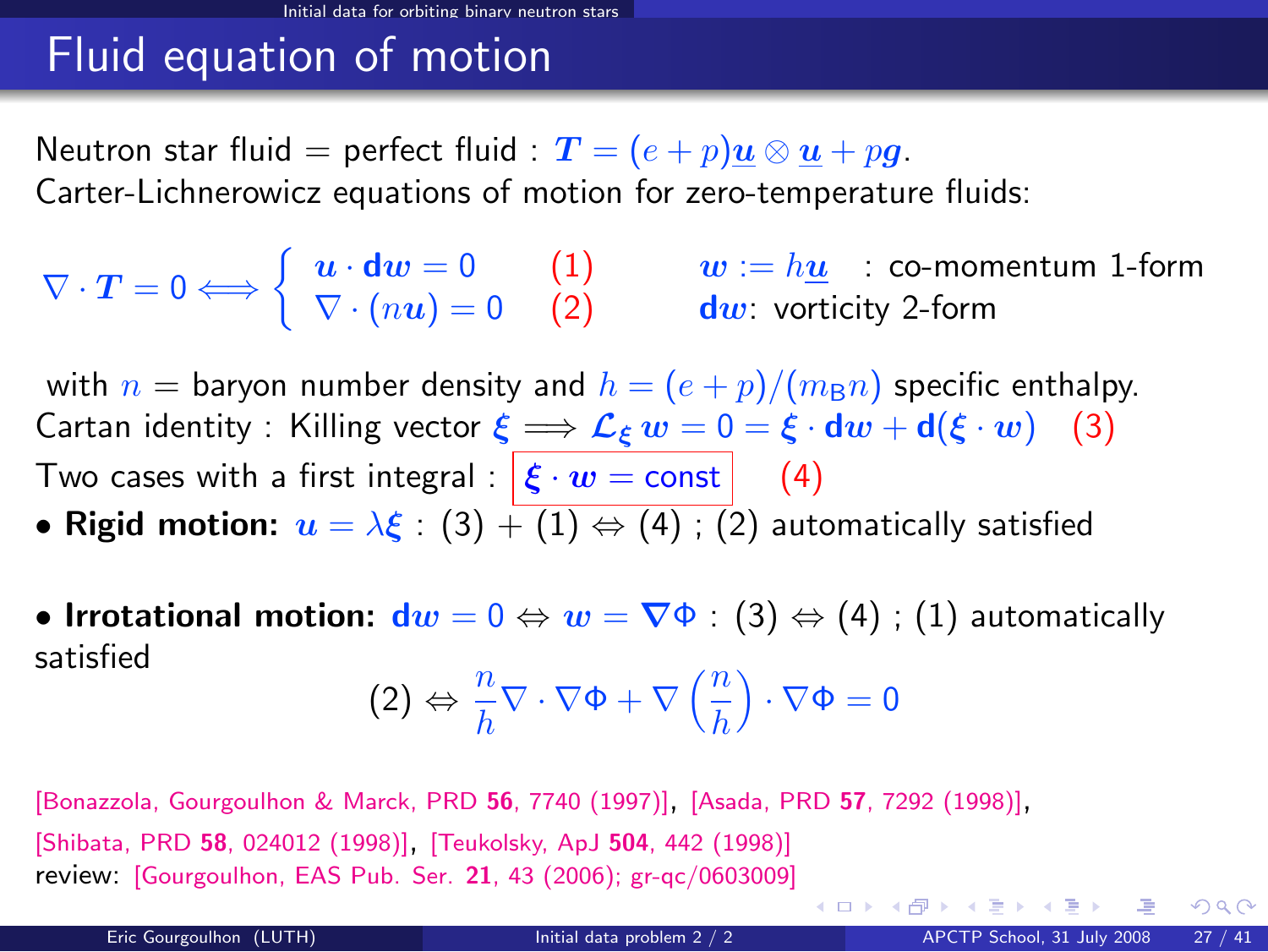# Fluid equation of motion

Neutron star fluid = perfect fluid : $\boldsymbol{T} = (e+p)\underline{\boldsymbol{u}} \otimes \underline{\boldsymbol{u}} + p\boldsymbol{g}$.

Carter-Lichnerowicz equations of motion for zero-temperature fluids:

$$\nabla \cdot \boldsymbol{T} = 0 \iff \begin{cases} \boldsymbol{u} \cdot \mathbf{d}\boldsymbol{w} = 0 & (1) \\ \nabla \cdot (n\boldsymbol{u}) = 0 & (2) \end{cases}$$

$\boldsymbol{w} := h\underline{\boldsymbol{u}}$ : co-momentum 1-form

$\mathbf{d}\boldsymbol{w}$: vorticity 2-form

with $n$ = baryon number density and $h = (e+p)/(m_{\rm B} n)$ specific enthalpy.

Cartan identity : Killing vector $\boldsymbol{\xi} \Longrightarrow \mathcal{L}_{\boldsymbol{\xi}}\, \boldsymbol{w} = 0 = \boldsymbol{\xi} \cdot \mathbf{d}\boldsymbol{w} + \mathbf{d}(\boldsymbol{\xi} \cdot \boldsymbol{w})$ (3)

Two cases with a first integral : $\boldsymbol{\xi} \cdot \boldsymbol{w} = \text{const}$ (4)

- **Rigid motion:** $\boldsymbol{u} = \lambda \boldsymbol{\xi}$ : (3) + (1) $\Leftrightarrow$ (4) ; (2) automatically satisfied
- **Irrotational motion:** $\mathbf{d}\boldsymbol{w} = 0 \Leftrightarrow \boldsymbol{w} = \boldsymbol{\nabla}\Phi$ : (3) $\Leftrightarrow$ (4) ; (1) automatically satisfied

$$(2) \Leftrightarrow \frac{n}{h} \nabla \cdot \nabla\Phi + \nabla\left(\frac{n}{h}\right) \cdot \nabla\Phi = 0$$

[Bonazzola, Gourgoulhon & Marck, PRD **56**, 7740 (1997)], [Asada, PRD **57**, 7292 (1998)], [Shibata, PRD **58**, 024012 (1998)], [Teukolsky, ApJ **504**, 442 (1998)]

review: [Gourgoulhon, EAS Pub. Ser. **21**, 43 (2006); gr-qc/0603009]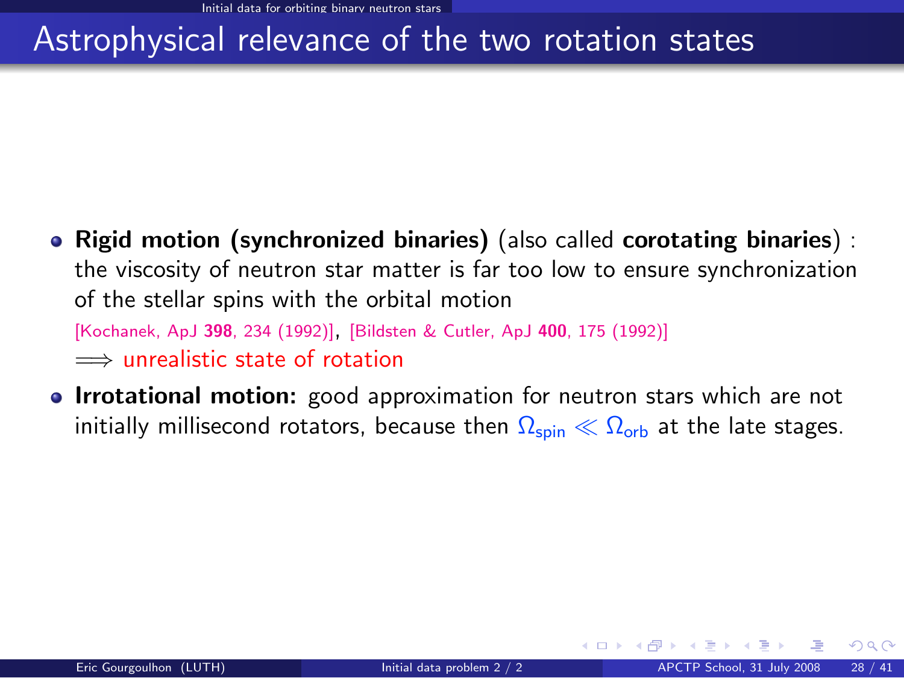# Astrophysical relevance of the two rotation states

- **Rigid motion (synchronized binaries)** (also called **corotating binaries**) : the viscosity of neutron star matter is far too low to ensure synchronization of the stellar spins with the orbital motion
  [Kochanek, ApJ **398**, 234 (1992)], [Bildsten & Cutler, ApJ **400**, 175 (1992)]
  $\Longrightarrow$ unrealistic state of rotation
- **Irrotational motion:** good approximation for neutron stars which are not initially millisecond rotators, because then $\Omega_{\rm spin} \ll \Omega_{\rm orb}$ at the late stages.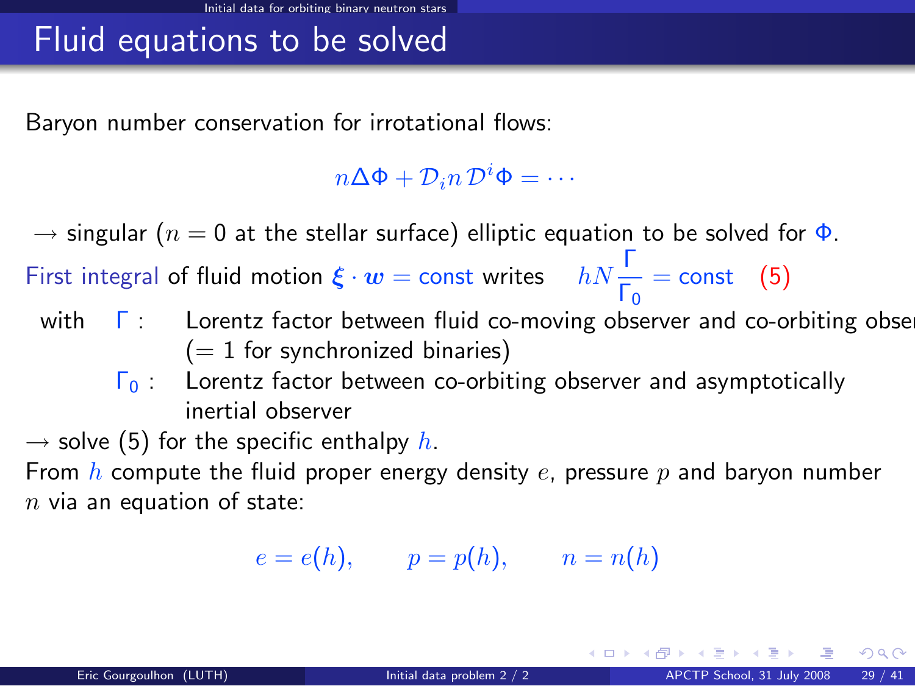# Fluid equations to be solved

Baryon number conservation for irrotational flows:

$$n\Delta\Phi + \mathcal{D}_i n\, \mathcal{D}^i\Phi = \cdots$$

$\longrightarrow$ singular ($n = 0$ at the stellar surface) elliptic equation to be solved for $\Phi$.

First integral of fluid motion $\boldsymbol{\xi} \cdot \boldsymbol{w} = \text{const}$ writes $\quad hN\dfrac{\Gamma}{\Gamma_0} = \text{const} \quad (5)$

with
- $\Gamma$ : Lorentz factor between fluid co-moving observer and co-orbiting obse (= 1 for synchronized binaries)
- $\Gamma_0$ : Lorentz factor between co-orbiting observer and asymptotically inertial observer

$\longrightarrow$ solve (5) for the specific enthalpy $h$.

From $h$ compute the fluid proper energy density $e$, pressure $p$ and baryon number $n$ via an equation of state:

$$e = e(h), \qquad p = p(h), \qquad n = n(h)$$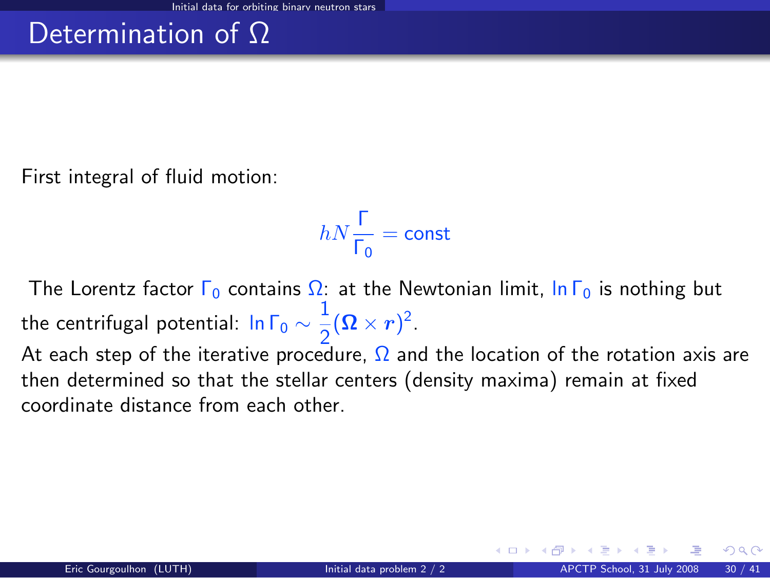# Determination of $\Omega$

First integral of fluid motion:

$$hN\frac{\Gamma}{\Gamma_0} = \text{const}$$

The Lorentz factor $\Gamma_0$ contains $\Omega$: at the Newtonian limit, $\ln \Gamma_0$ is nothing but the centrifugal potential: $\ln \Gamma_0 \sim \frac{1}{2}(\boldsymbol{\Omega} \times \boldsymbol{r})^2$.

At each step of the iterative procedure, $\Omega$ and the location of the rotation axis are then determined so that the stellar centers (density maxima) remain at fixed coordinate distance from each other.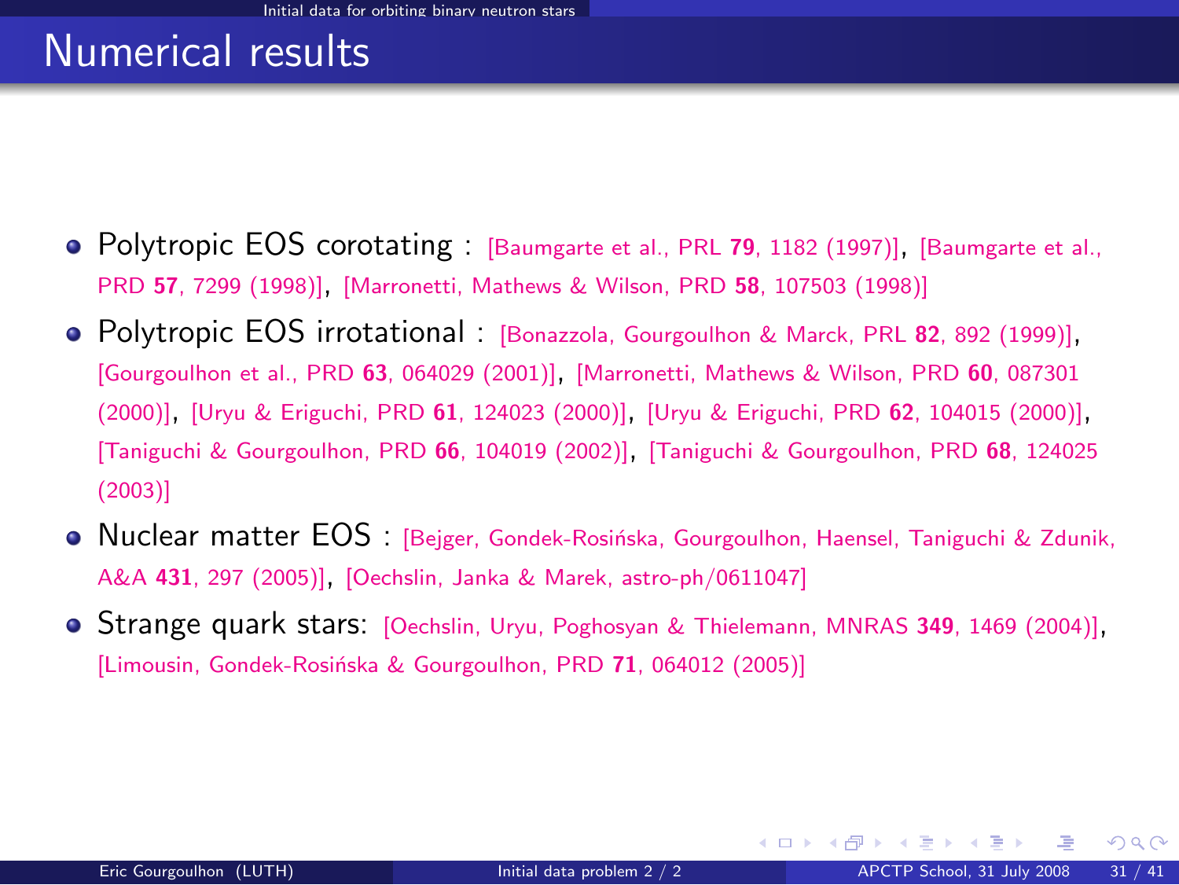# Numerical results

- Polytropic EOS corotating : [Baumgarte et al., PRL **79**, 1182 (1997)], [Baumgarte et al., PRD **57**, 7299 (1998)], [Marronetti, Mathews & Wilson, PRD **58**, 107503 (1998)]
- Polytropic EOS irrotational : [Bonazzola, Gourgoulhon & Marck, PRL **82**, 892 (1999)], [Gourgoulhon et al., PRD **63**, 064029 (2001)], [Marronetti, Mathews & Wilson, PRD **60**, 087301 (2000)], [Uryu & Eriguchi, PRD **61**, 124023 (2000)], [Uryu & Eriguchi, PRD **62**, 104015 (2000)], [Taniguchi & Gourgoulhon, PRD **66**, 104019 (2002)], [Taniguchi & Gourgoulhon, PRD **68**, 124025 (2003)]
- Nuclear matter EOS : [Bejger, Gondek-Rosińska, Gourgoulhon, Haensel, Taniguchi & Zdunik, A&A **431**, 297 (2005)], [Oechslin, Janka & Marek, astro-ph/0611047]
- Strange quark stars: [Oechslin, Uryu, Poghosyan & Thielemann, MNRAS **349**, 1469 (2004)], [Limousin, Gondek-Rosińska & Gourgoulhon, PRD **71**, 064012 (2005)]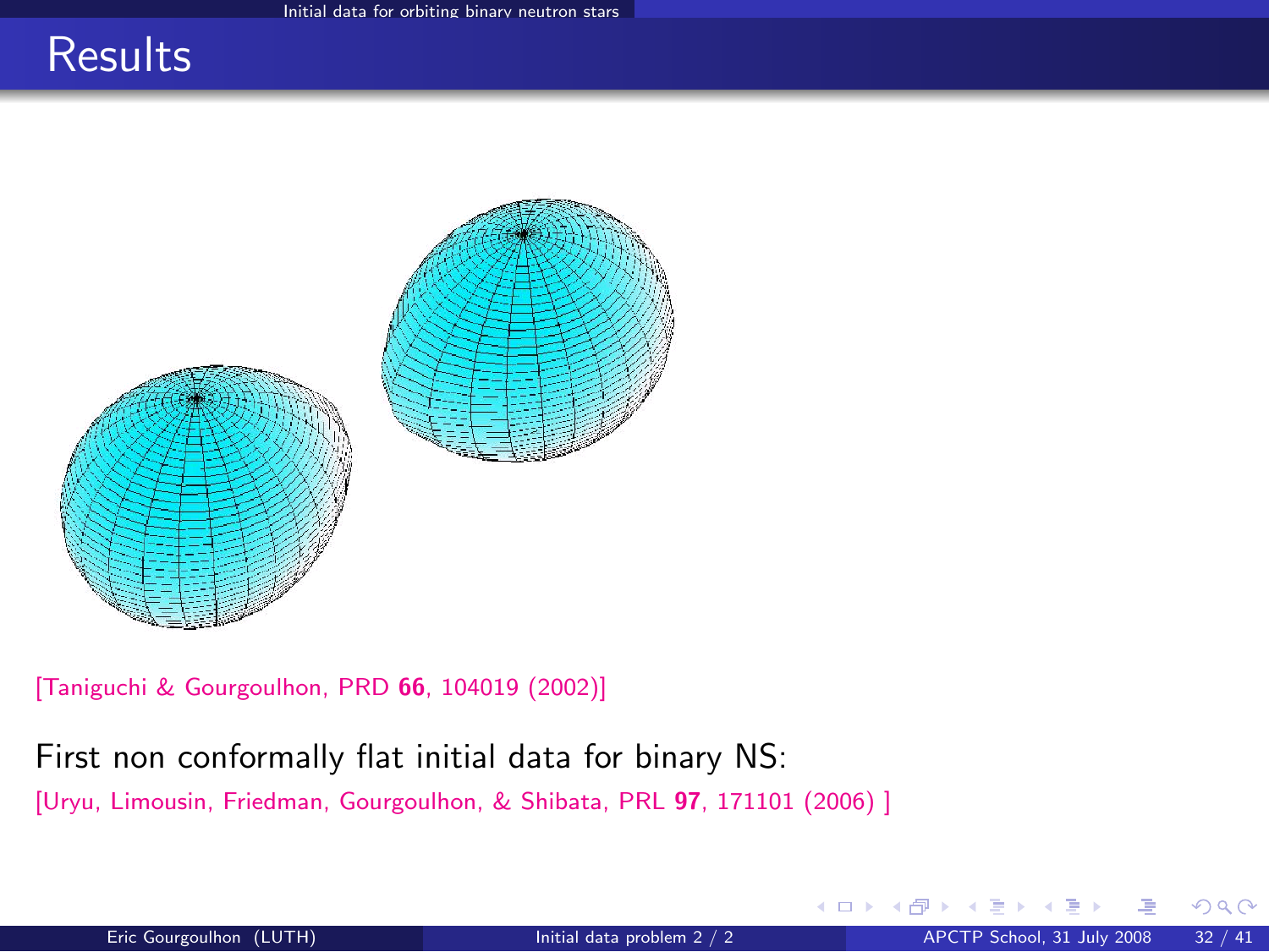# Results

[Taniguchi & Gourgoulhon, PRD **66**, 104019 (2002)]

First non conformally flat initial data for binary NS:

[Uryu, Limousin, Friedman, Gourgoulhon, & Shibata, PRL **97**, 171101 (2006) ]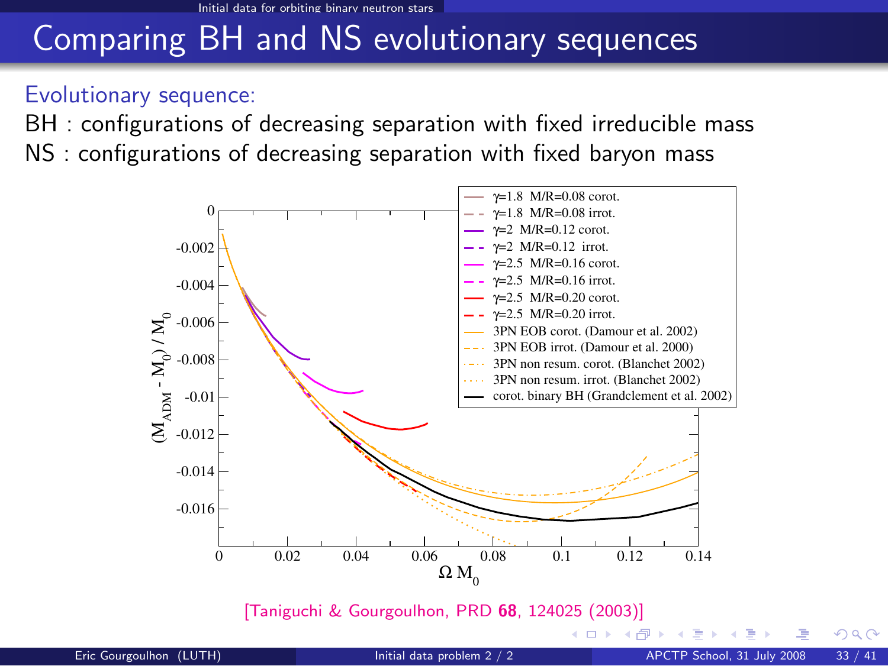# Comparing BH and NS evolutionary sequences

Evolutionary sequence:

BH : configurations of decreasing separation with fixed irreducible mass

NS : configurations of decreasing separation with fixed baryon mass

[Taniguchi & Gourgoulhon, PRD **68**, 124025 (2003)]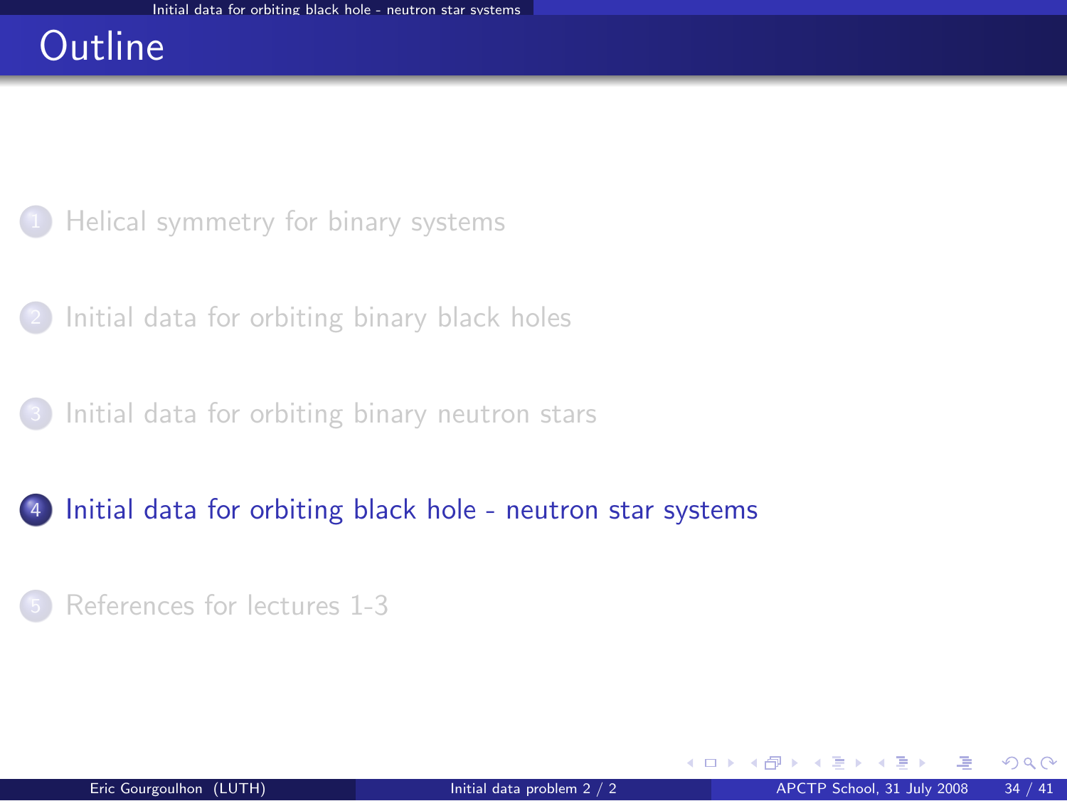# Outline

1. Helical symmetry for binary systems
2. Initial data for orbiting binary black holes
3. Initial data for orbiting binary neutron stars
4. **Initial data for orbiting black hole - neutron star systems**
5. References for lectures 1-3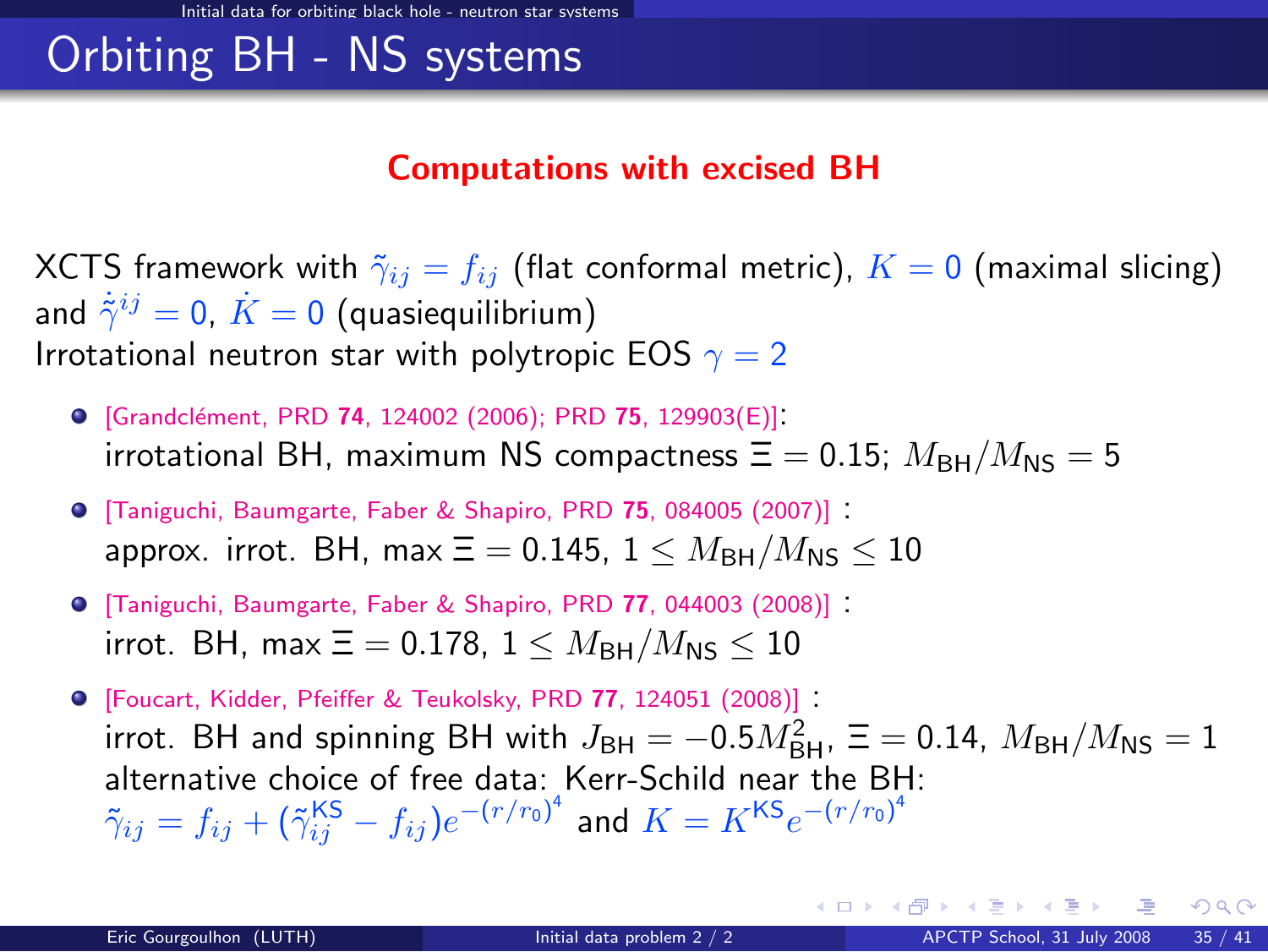# Orbiting BH - NS systems

## Computations with excised BH

XCTS framework with $\tilde{\gamma}_{ij} = f_{ij}$ (flat conformal metric), $K = 0$ (maximal slicing) and $\dot{\tilde{\gamma}}^{ij} = 0$, $\dot{K} = 0$ (quasiequilibrium)
Irrotational neutron star with polytropic EOS $\gamma = 2$

- [Grandclément, PRD **74**, 124002 (2006); PRD **75**, 129903(E)]:
  irrotational BH, maximum NS compactness $\Xi = 0.15$; $M_{\rm BH}/M_{\rm NS} = 5$
- [Taniguchi, Baumgarte, Faber & Shapiro, PRD **75**, 084005 (2007)] :
  approx. irrot. BH, max $\Xi = 0.145$, $1 \leq M_{\rm BH}/M_{\rm NS} \leq 10$
- [Taniguchi, Baumgarte, Faber & Shapiro, PRD **77**, 044003 (2008)] :
  irrot. BH, max $\Xi = 0.178$, $1 \leq M_{\rm BH}/M_{\rm NS} \leq 10$
- [Foucart, Kidder, Pfeiffer & Teukolsky, PRD **77**, 124051 (2008)] :
  irrot. BH and spinning BH with $J_{\rm BH} = -0.5 M_{\rm BH}^2$, $\Xi = 0.14$, $M_{\rm BH}/M_{\rm NS} = 1$
  alternative choice of free data: Kerr-Schild near the BH:
  $\tilde{\gamma}_{ij} = f_{ij} + (\tilde{\gamma}_{ij}^{\rm KS} - f_{ij}) e^{-(r/r_0)^4}$ and $K = K^{\rm KS} e^{-(r/r_0)^4}$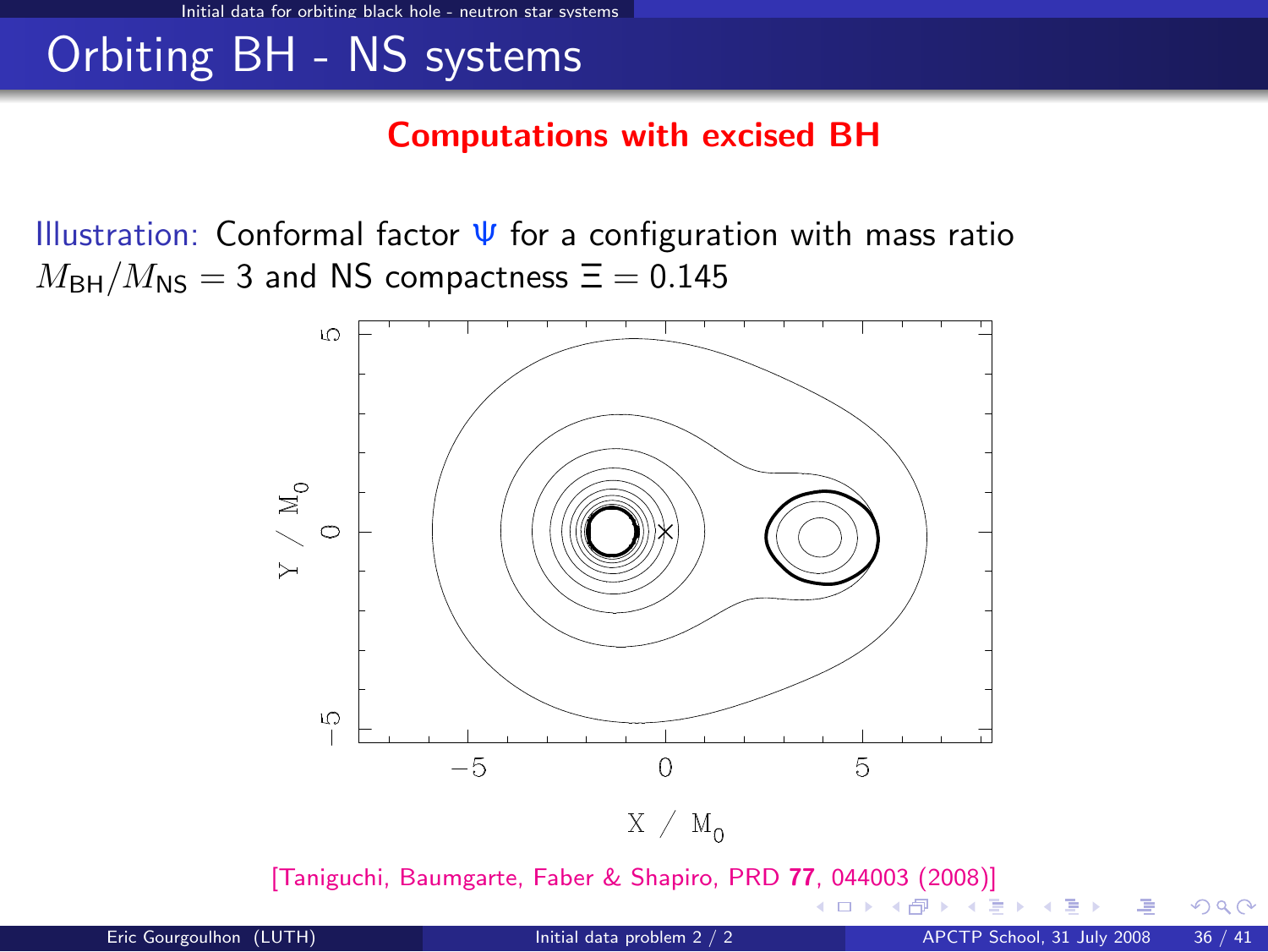# Orbiting BH - NS systems

**Computations with excised BH**

Illustration: Conformal factor $\Psi$ for a configuration with mass ratio $M_{\rm BH}/M_{\rm NS} = 3$ and NS compactness $\Xi = 0.145$

[Taniguchi, Baumgarte, Faber & Shapiro, PRD **77**, 044003 (2008)]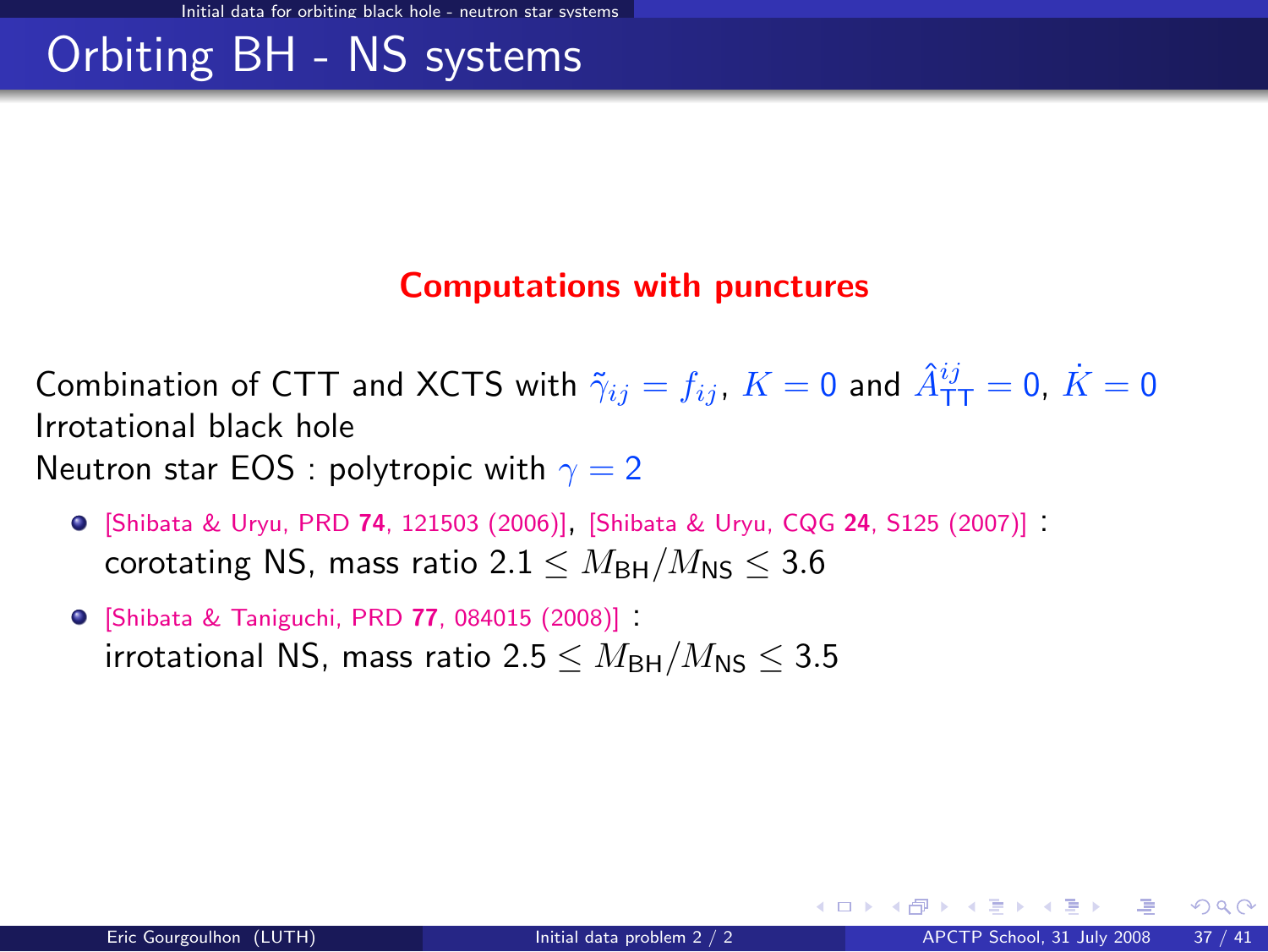# Orbiting BH - NS systems

## Computations with punctures

Combination of CTT and XCTS with $\tilde{\gamma}_{ij} = f_{ij}$, $K = 0$ and $\hat{A}^{ij}_{\rm TT} = 0$, $\dot{K} = 0$
Irrotational black hole
Neutron star EOS : polytropic with $\gamma = 2$

- [Shibata & Uryu, PRD **74**, 121503 (2006)], [Shibata & Uryu, CQG **24**, S125 (2007)] : corotating NS, mass ratio $2.1 \leq M_{\rm BH}/M_{\rm NS} \leq 3.6$
- [Shibata & Taniguchi, PRD **77**, 084015 (2008)] : irrotational NS, mass ratio $2.5 \leq M_{\rm BH}/M_{\rm NS} \leq 3.5$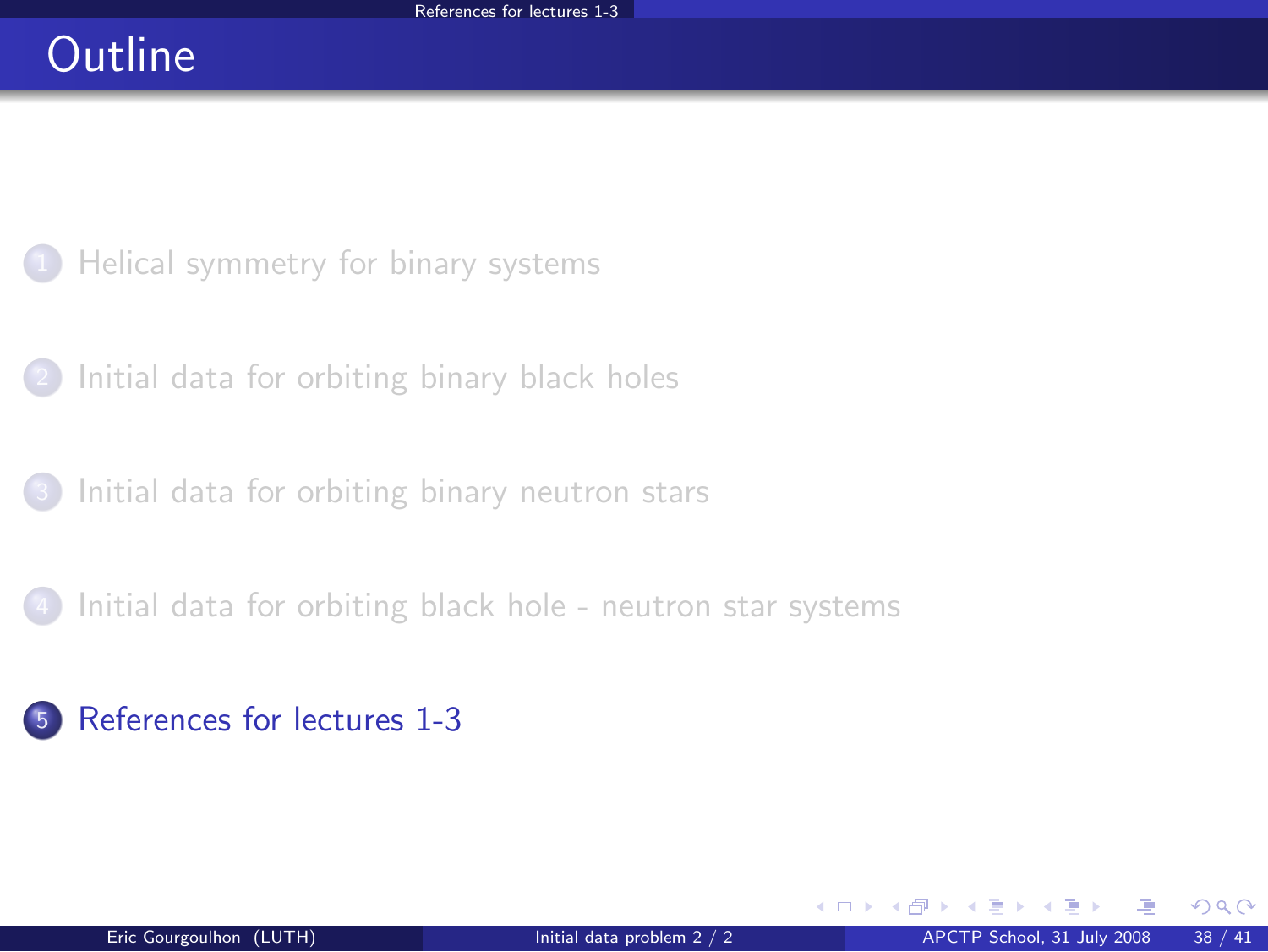# Outline

1. Helical symmetry for binary systems
2. Initial data for orbiting binary black holes
3. Initial data for orbiting binary neutron stars
4. Initial data for orbiting black hole - neutron star systems
5. References for lectures 1-3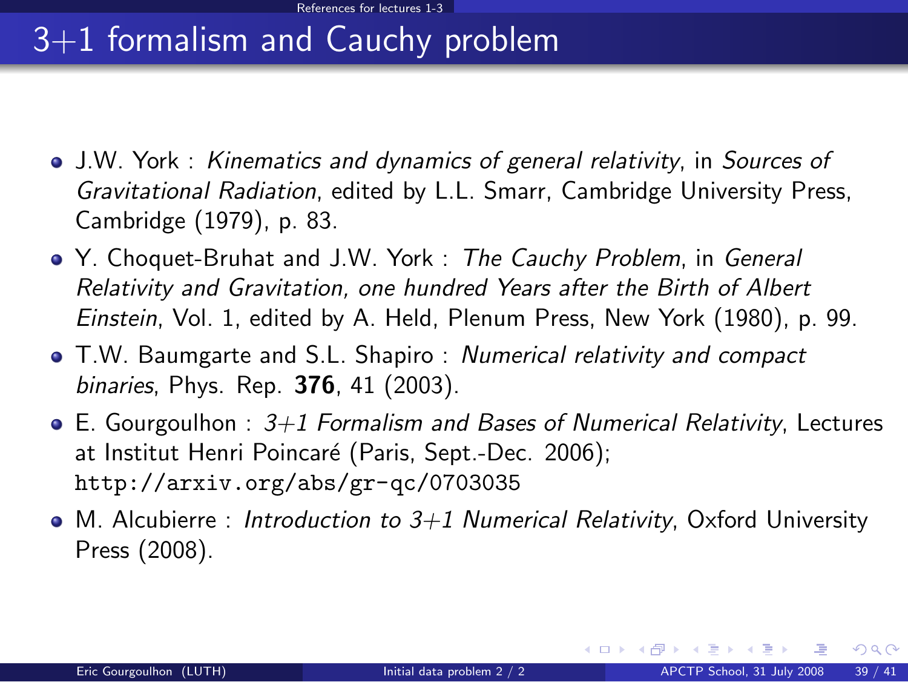# 3+1 formalism and Cauchy problem

- J.W. York : *Kinematics and dynamics of general relativity*, in *Sources of Gravitational Radiation*, edited by L.L. Smarr, Cambridge University Press, Cambridge (1979), p. 83.
- Y. Choquet-Bruhat and J.W. York : *The Cauchy Problem*, in *General Relativity and Gravitation, one hundred Years after the Birth of Albert Einstein*, Vol. 1, edited by A. Held, Plenum Press, New York (1980), p. 99.
- T.W. Baumgarte and S.L. Shapiro : *Numerical relativity and compact binaries*, Phys. Rep. **376**, 41 (2003).
- E. Gourgoulhon : *3+1 Formalism and Bases of Numerical Relativity*, Lectures at Institut Henri Poincaré (Paris, Sept.-Dec. 2006); `http://arxiv.org/abs/gr-qc/0703035`
- M. Alcubierre : *Introduction to 3+1 Numerical Relativity*, Oxford University Press (2008).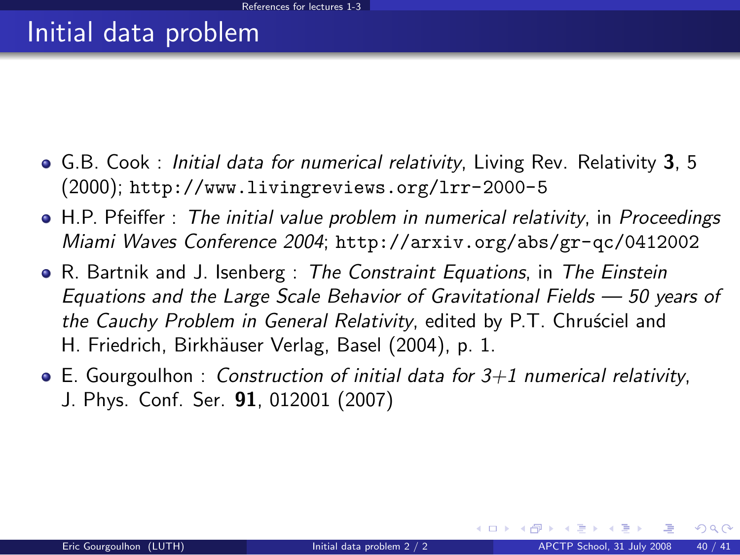# Initial data problem

- G.B. Cook : *Initial data for numerical relativity*, Living Rev. Relativity **3**, 5 (2000); `http://www.livingreviews.org/lrr-2000-5`
- H.P. Pfeiffer : *The initial value problem in numerical relativity*, in *Proceedings Miami Waves Conference 2004*; `http://arxiv.org/abs/gr-qc/0412002`
- R. Bartnik and J. Isenberg : *The Constraint Equations*, in *The Einstein Equations and the Large Scale Behavior of Gravitational Fields — 50 years of the Cauchy Problem in General Relativity*, edited by P.T. Chruściel and H. Friedrich, Birkhäuser Verlag, Basel (2004), p. 1.
- E. Gourgoulhon : *Construction of initial data for 3+1 numerical relativity*, J. Phys. Conf. Ser. **91**, 012001 (2007)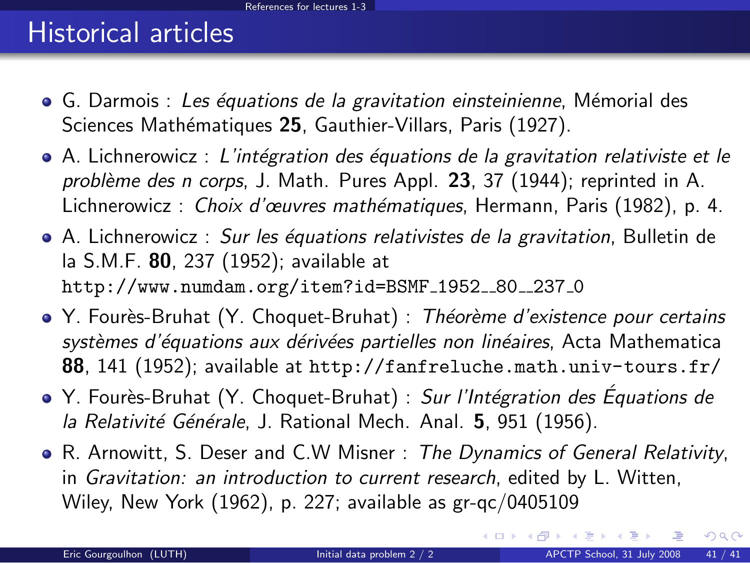# Historical articles

- G. Darmois : *Les équations de la gravitation einsteinienne*, Mémorial des Sciences Mathématiques **25**, Gauthier-Villars, Paris (1927).
- A. Lichnerowicz : *L'intégration des équations de la gravitation relativiste et le problème des n corps*, J. Math. Pures Appl. **23**, 37 (1944); reprinted in A. Lichnerowicz : *Choix d'œuvres mathématiques*, Hermann, Paris (1982), p. 4.
- A. Lichnerowicz : *Sur les équations relativistes de la gravitation*, Bulletin de la S.M.F. **80**, 237 (1952); available at `http://www.numdam.org/item?id=BSMF_1952__80__237_0`
- Y. Fourès-Bruhat (Y. Choquet-Bruhat) : *Théorème d'existence pour certains systèmes d'équations aux dérivées partielles non linéaires*, Acta Mathematica **88**, 141 (1952); available at `http://fanfreluche.math.univ-tours.fr/`
- Y. Fourès-Bruhat (Y. Choquet-Bruhat) : *Sur l'Intégration des Équations de la Relativité Générale*, J. Rational Mech. Anal. **5**, 951 (1956).
- R. Arnowitt, S. Deser and C.W Misner : *The Dynamics of General Relativity*, in *Gravitation: an introduction to current research*, edited by L. Witten, Wiley, New York (1962), p. 227; available as gr-qc/0405109